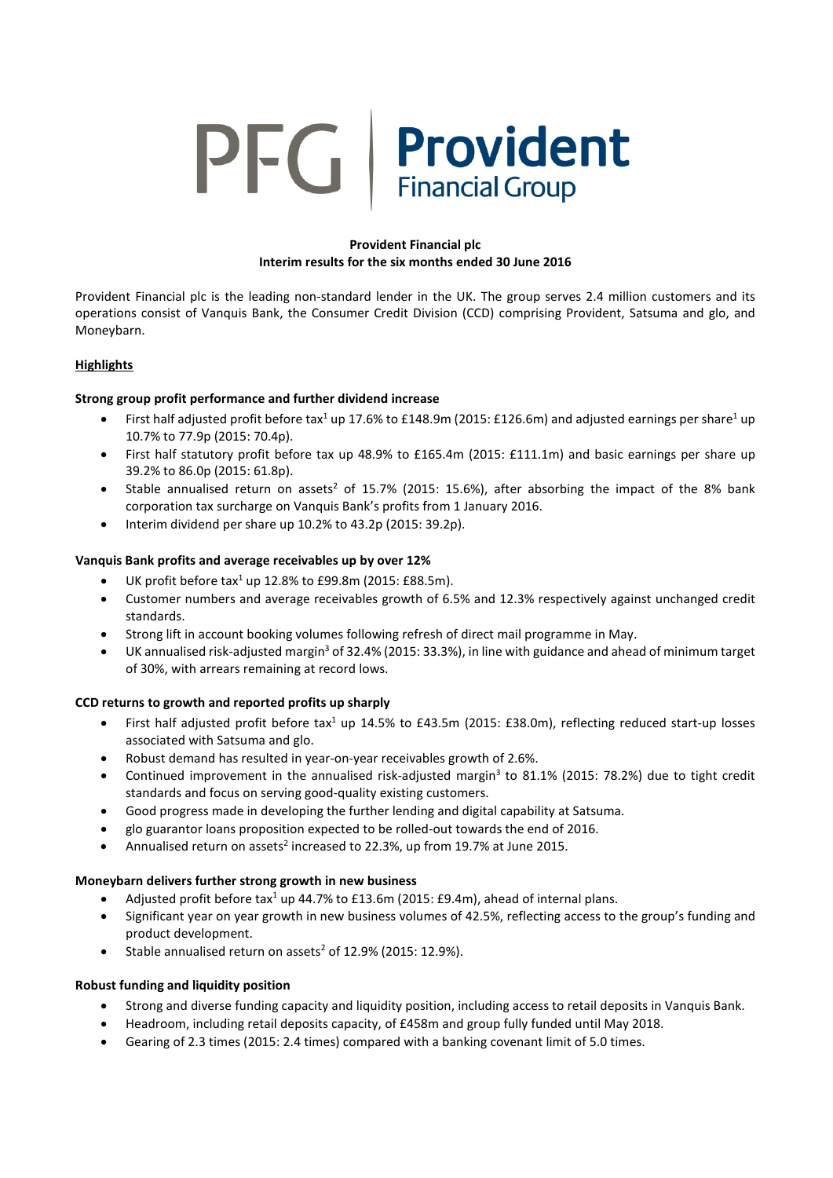PFG | **Provident** Financial Group

**Provident Financial plc**
**Interim results for the six months ended 30 June 2016**

Provident Financial plc is the leading non-standard lender in the UK. The group serves 2.4 million customers and its operations consist of Vanquis Bank, the Consumer Credit Division (CCD) comprising Provident, Satsuma and glo, and Moneybarn.

## Highlights

### Strong group profit performance and further dividend increase

- First half adjusted profit before tax[1] up 17.6% to £148.9m (2015: £126.6m) and adjusted earnings per share[1] up 10.7% to 77.9p (2015: 70.4p).
- First half statutory profit before tax up 48.9% to £165.4m (2015: £111.1m) and basic earnings per share up 39.2% to 86.0p (2015: 61.8p).
- Stable annualised return on assets[2] of 15.7% (2015: 15.6%), after absorbing the impact of the 8% bank corporation tax surcharge on Vanquis Bank's profits from 1 January 2016.
- Interim dividend per share up 10.2% to 43.2p (2015: 39.2p).

### Vanquis Bank profits and average receivables up by over 12%

- UK profit before tax[1] up 12.8% to £99.8m (2015: £88.5m).
- Customer numbers and average receivables growth of 6.5% and 12.3% respectively against unchanged credit standards.
- Strong lift in account booking volumes following refresh of direct mail programme in May.
- UK annualised risk-adjusted margin[3] of 32.4% (2015: 33.3%), in line with guidance and ahead of minimum target of 30%, with arrears remaining at record lows.

### CCD returns to growth and reported profits up sharply

- First half adjusted profit before tax[1] up 14.5% to £43.5m (2015: £38.0m), reflecting reduced start-up losses associated with Satsuma and glo.
- Robust demand has resulted in year-on-year receivables growth of 2.6%.
- Continued improvement in the annualised risk-adjusted margin[3] to 81.1% (2015: 78.2%) due to tight credit standards and focus on serving good-quality existing customers.
- Good progress made in developing the further lending and digital capability at Satsuma.
- glo guarantor loans proposition expected to be rolled-out towards the end of 2016.
- Annualised return on assets[2] increased to 22.3%, up from 19.7% at June 2015.

### Moneybarn delivers further strong growth in new business

- Adjusted profit before tax[1] up 44.7% to £13.6m (2015: £9.4m), ahead of internal plans.
- Significant year on year growth in new business volumes of 42.5%, reflecting access to the group's funding and product development.
- Stable annualised return on assets[2] of 12.9% (2015: 12.9%).

### Robust funding and liquidity position

- Strong and diverse funding capacity and liquidity position, including access to retail deposits in Vanquis Bank.
- Headroom, including retail deposits capacity, of £458m and group fully funded until May 2018.
- Gearing of 2.3 times (2015: 2.4 times) compared with a banking covenant limit of 5.0 times.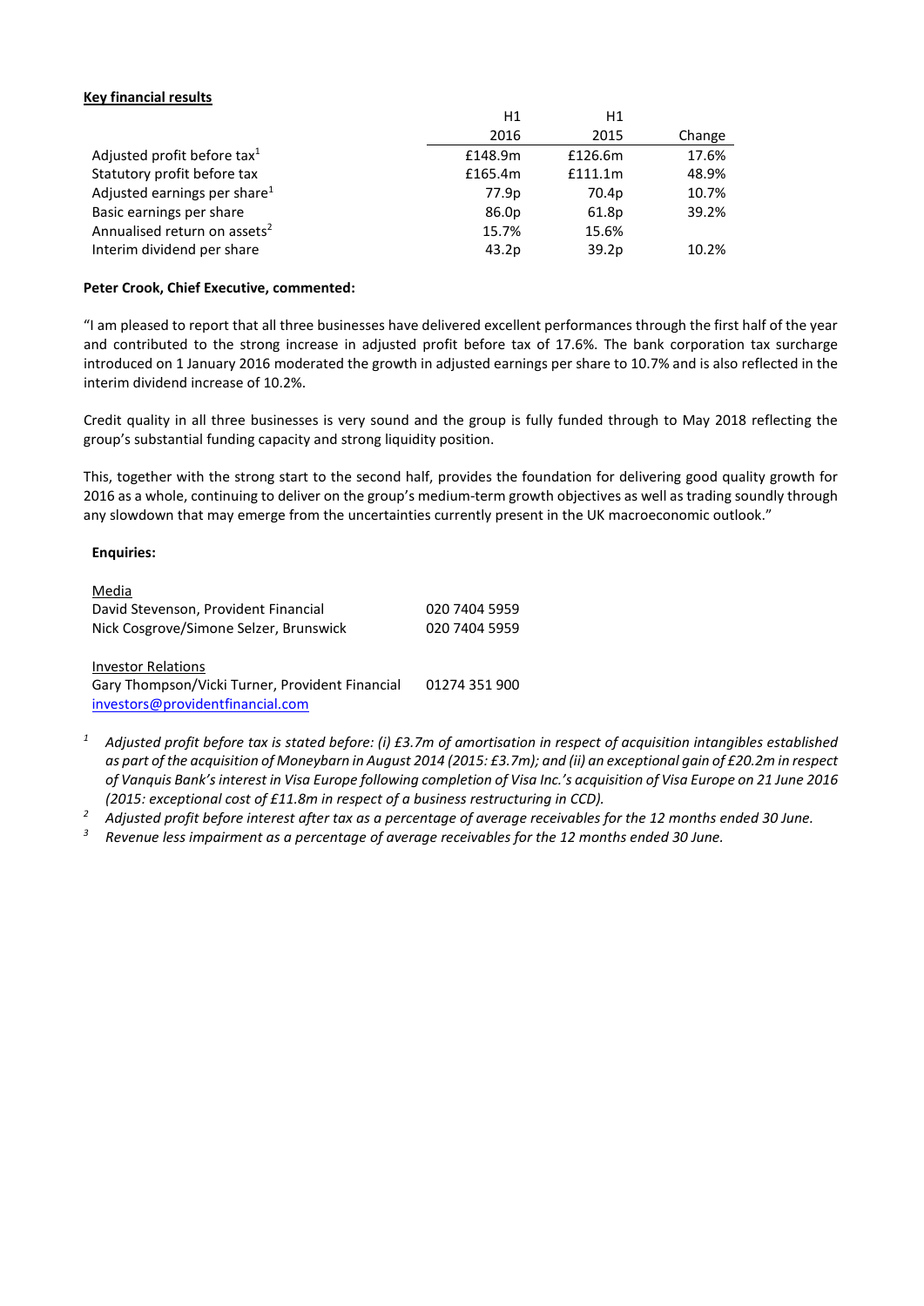**Key financial results**

| | H1 2016 | H1 2015 | Change |
|---|---|---|---|
| Adjusted profit before tax[1] | £148.9m | £126.6m | 17.6% |
| Statutory profit before tax | £165.4m | £111.1m | 48.9% |
| Adjusted earnings per share[1] | 77.9p | 70.4p | 10.7% |
| Basic earnings per share | 86.0p | 61.8p | 39.2% |
| Annualised return on assets[2] | 15.7% | 15.6% | |
| Interim dividend per share | 43.2p | 39.2p | 10.2% |

**Peter Crook, Chief Executive, commented:**

"I am pleased to report that all three businesses have delivered excellent performances through the first half of the year and contributed to the strong increase in adjusted profit before tax of 17.6%. The bank corporation tax surcharge introduced on 1 January 2016 moderated the growth in adjusted earnings per share to 10.7% and is also reflected in the interim dividend increase of 10.2%.

Credit quality in all three businesses is very sound and the group is fully funded through to May 2018 reflecting the group's substantial funding capacity and strong liquidity position.

This, together with the strong start to the second half, provides the foundation for delivering good quality growth for 2016 as a whole, continuing to deliver on the group's medium-term growth objectives as well as trading soundly through any slowdown that may emerge from the uncertainties currently present in the UK macroeconomic outlook."

**Enquiries:**

| Media | |
|---|---|
| David Stevenson, Provident Financial | 020 7404 5959 |
| Nick Cosgrove/Simone Selzer, Brunswick | 020 7404 5959 |
| | |
| Investor Relations | |
| Gary Thompson/Vicki Turner, Provident Financial | 01274 351 900 |
| investors@providentfinancial.com | |

[1] *Adjusted profit before tax is stated before: (i) £3.7m of amortisation in respect of acquisition intangibles established as part of the acquisition of Moneybarn in August 2014 (2015: £3.7m); and (ii) an exceptional gain of £20.2m in respect of Vanquis Bank's interest in Visa Europe following completion of Visa Inc.'s acquisition of Visa Europe on 21 June 2016 (2015: exceptional cost of £11.8m in respect of a business restructuring in CCD).*

[2] *Adjusted profit before interest after tax as a percentage of average receivables for the 12 months ended 30 June.*

[3] *Revenue less impairment as a percentage of average receivables for the 12 months ended 30 June.*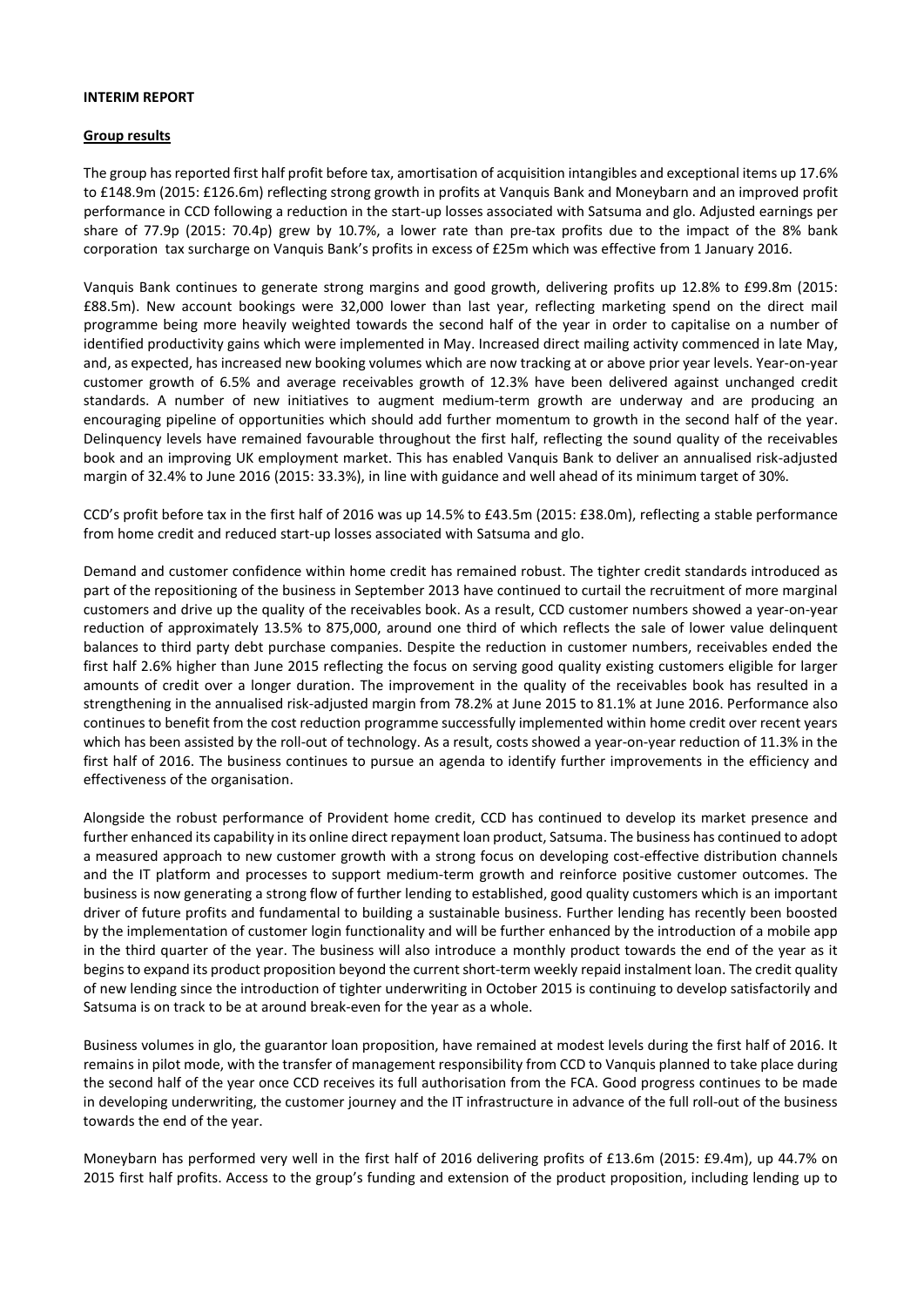**INTERIM REPORT**

**Group results**

The group has reported first half profit before tax, amortisation of acquisition intangibles and exceptional items up 17.6% to £148.9m (2015: £126.6m) reflecting strong growth in profits at Vanquis Bank and Moneybarn and an improved profit performance in CCD following a reduction in the start-up losses associated with Satsuma and glo. Adjusted earnings per share of 77.9p (2015: 70.4p) grew by 10.7%, a lower rate than pre-tax profits due to the impact of the 8% bank corporation tax surcharge on Vanquis Bank's profits in excess of £25m which was effective from 1 January 2016.

Vanquis Bank continues to generate strong margins and good growth, delivering profits up 12.8% to £99.8m (2015: £88.5m). New account bookings were 32,000 lower than last year, reflecting marketing spend on the direct mail programme being more heavily weighted towards the second half of the year in order to capitalise on a number of identified productivity gains which were implemented in May. Increased direct mailing activity commenced in late May, and, as expected, has increased new booking volumes which are now tracking at or above prior year levels. Year-on-year customer growth of 6.5% and average receivables growth of 12.3% have been delivered against unchanged credit standards. A number of new initiatives to augment medium-term growth are underway and are producing an encouraging pipeline of opportunities which should add further momentum to growth in the second half of the year. Delinquency levels have remained favourable throughout the first half, reflecting the sound quality of the receivables book and an improving UK employment market. This has enabled Vanquis Bank to deliver an annualised risk-adjusted margin of 32.4% to June 2016 (2015: 33.3%), in line with guidance and well ahead of its minimum target of 30%.

CCD's profit before tax in the first half of 2016 was up 14.5% to £43.5m (2015: £38.0m), reflecting a stable performance from home credit and reduced start-up losses associated with Satsuma and glo.

Demand and customer confidence within home credit has remained robust. The tighter credit standards introduced as part of the repositioning of the business in September 2013 have continued to curtail the recruitment of more marginal customers and drive up the quality of the receivables book. As a result, CCD customer numbers showed a year-on-year reduction of approximately 13.5% to 875,000, around one third of which reflects the sale of lower value delinquent balances to third party debt purchase companies. Despite the reduction in customer numbers, receivables ended the first half 2.6% higher than June 2015 reflecting the focus on serving good quality existing customers eligible for larger amounts of credit over a longer duration. The improvement in the quality of the receivables book has resulted in a strengthening in the annualised risk-adjusted margin from 78.2% at June 2015 to 81.1% at June 2016. Performance also continues to benefit from the cost reduction programme successfully implemented within home credit over recent years which has been assisted by the roll-out of technology. As a result, costs showed a year-on-year reduction of 11.3% in the first half of 2016. The business continues to pursue an agenda to identify further improvements in the efficiency and effectiveness of the organisation.

Alongside the robust performance of Provident home credit, CCD has continued to develop its market presence and further enhanced its capability in its online direct repayment loan product, Satsuma. The business has continued to adopt a measured approach to new customer growth with a strong focus on developing cost-effective distribution channels and the IT platform and processes to support medium-term growth and reinforce positive customer outcomes. The business is now generating a strong flow of further lending to established, good quality customers which is an important driver of future profits and fundamental to building a sustainable business. Further lending has recently been boosted by the implementation of customer login functionality and will be further enhanced by the introduction of a mobile app in the third quarter of the year. The business will also introduce a monthly product towards the end of the year as it begins to expand its product proposition beyond the current short-term weekly repaid instalment loan. The credit quality of new lending since the introduction of tighter underwriting in October 2015 is continuing to develop satisfactorily and Satsuma is on track to be at around break-even for the year as a whole.

Business volumes in glo, the guarantor loan proposition, have remained at modest levels during the first half of 2016. It remains in pilot mode, with the transfer of management responsibility from CCD to Vanquis planned to take place during the second half of the year once CCD receives its full authorisation from the FCA. Good progress continues to be made in developing underwriting, the customer journey and the IT infrastructure in advance of the full roll-out of the business towards the end of the year.

Moneybarn has performed very well in the first half of 2016 delivering profits of £13.6m (2015: £9.4m), up 44.7% on 2015 first half profits. Access to the group's funding and extension of the product proposition, including lending up to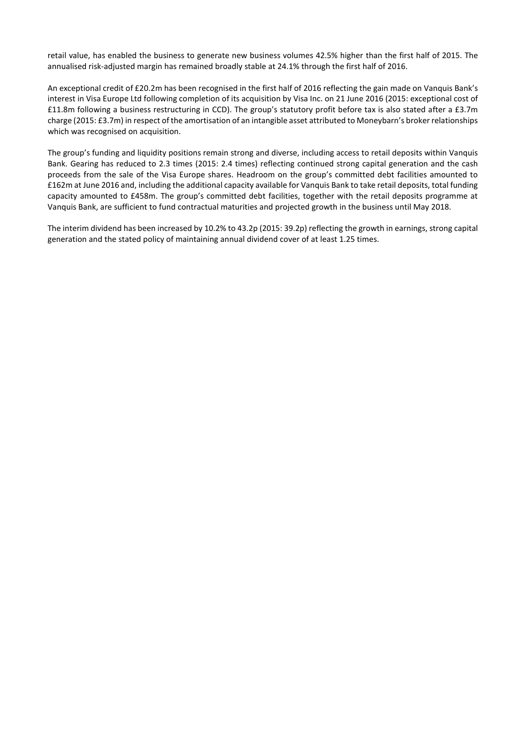retail value, has enabled the business to generate new business volumes 42.5% higher than the first half of 2015. The annualised risk-adjusted margin has remained broadly stable at 24.1% through the first half of 2016.

An exceptional credit of £20.2m has been recognised in the first half of 2016 reflecting the gain made on Vanquis Bank's interest in Visa Europe Ltd following completion of its acquisition by Visa Inc. on 21 June 2016 (2015: exceptional cost of £11.8m following a business restructuring in CCD). The group's statutory profit before tax is also stated after a £3.7m charge (2015: £3.7m) in respect of the amortisation of an intangible asset attributed to Moneybarn's broker relationships which was recognised on acquisition.

The group's funding and liquidity positions remain strong and diverse, including access to retail deposits within Vanquis Bank. Gearing has reduced to 2.3 times (2015: 2.4 times) reflecting continued strong capital generation and the cash proceeds from the sale of the Visa Europe shares. Headroom on the group's committed debt facilities amounted to £162m at June 2016 and, including the additional capacity available for Vanquis Bank to take retail deposits, total funding capacity amounted to £458m. The group's committed debt facilities, together with the retail deposits programme at Vanquis Bank, are sufficient to fund contractual maturities and projected growth in the business until May 2018.

The interim dividend has been increased by 10.2% to 43.2p (2015: 39.2p) reflecting the growth in earnings, strong capital generation and the stated policy of maintaining annual dividend cover of at least 1.25 times.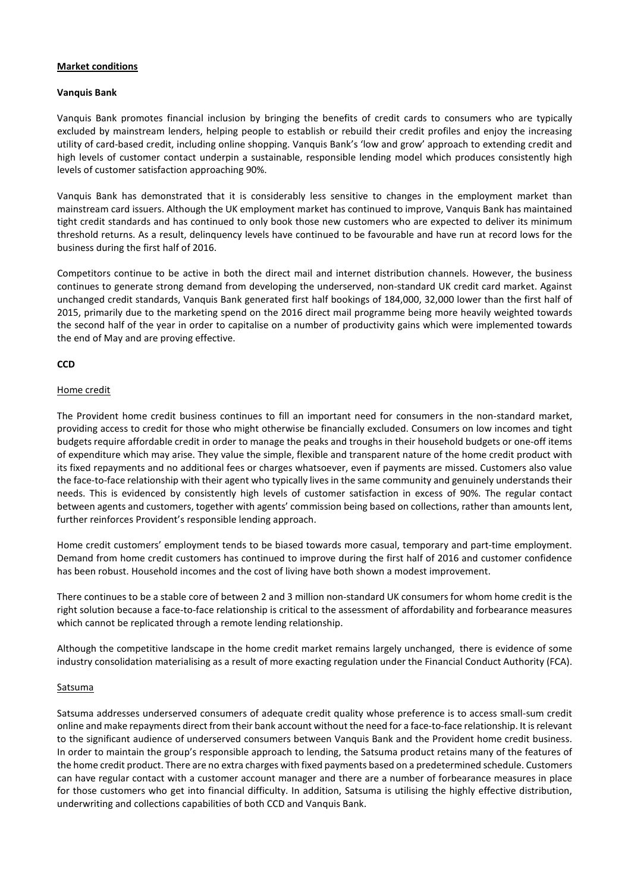## Market conditions

### Vanquis Bank

Vanquis Bank promotes financial inclusion by bringing the benefits of credit cards to consumers who are typically excluded by mainstream lenders, helping people to establish or rebuild their credit profiles and enjoy the increasing utility of card-based credit, including online shopping. Vanquis Bank's 'low and grow' approach to extending credit and high levels of customer contact underpin a sustainable, responsible lending model which produces consistently high levels of customer satisfaction approaching 90%.

Vanquis Bank has demonstrated that it is considerably less sensitive to changes in the employment market than mainstream card issuers. Although the UK employment market has continued to improve, Vanquis Bank has maintained tight credit standards and has continued to only book those new customers who are expected to deliver its minimum threshold returns. As a result, delinquency levels have continued to be favourable and have run at record lows for the business during the first half of 2016.

Competitors continue to be active in both the direct mail and internet distribution channels. However, the business continues to generate strong demand from developing the underserved, non-standard UK credit card market. Against unchanged credit standards, Vanquis Bank generated first half bookings of 184,000, 32,000 lower than the first half of 2015, primarily due to the marketing spend on the 2016 direct mail programme being more heavily weighted towards the second half of the year in order to capitalise on a number of productivity gains which were implemented towards the end of May and are proving effective.

### CCD

#### Home credit

The Provident home credit business continues to fill an important need for consumers in the non-standard market, providing access to credit for those who might otherwise be financially excluded. Consumers on low incomes and tight budgets require affordable credit in order to manage the peaks and troughs in their household budgets or one-off items of expenditure which may arise. They value the simple, flexible and transparent nature of the home credit product with its fixed repayments and no additional fees or charges whatsoever, even if payments are missed. Customers also value the face-to-face relationship with their agent who typically lives in the same community and genuinely understands their needs. This is evidenced by consistently high levels of customer satisfaction in excess of 90%. The regular contact between agents and customers, together with agents' commission being based on collections, rather than amounts lent, further reinforces Provident's responsible lending approach.

Home credit customers' employment tends to be biased towards more casual, temporary and part-time employment. Demand from home credit customers has continued to improve during the first half of 2016 and customer confidence has been robust. Household incomes and the cost of living have both shown a modest improvement.

There continues to be a stable core of between 2 and 3 million non-standard UK consumers for whom home credit is the right solution because a face-to-face relationship is critical to the assessment of affordability and forbearance measures which cannot be replicated through a remote lending relationship.

Although the competitive landscape in the home credit market remains largely unchanged, there is evidence of some industry consolidation materialising as a result of more exacting regulation under the Financial Conduct Authority (FCA).

#### Satsuma

Satsuma addresses underserved consumers of adequate credit quality whose preference is to access small-sum credit online and make repayments direct from their bank account without the need for a face-to-face relationship. It is relevant to the significant audience of underserved consumers between Vanquis Bank and the Provident home credit business. In order to maintain the group's responsible approach to lending, the Satsuma product retains many of the features of the home credit product. There are no extra charges with fixed payments based on a predetermined schedule. Customers can have regular contact with a customer account manager and there are a number of forbearance measures in place for those customers who get into financial difficulty. In addition, Satsuma is utilising the highly effective distribution, underwriting and collections capabilities of both CCD and Vanquis Bank.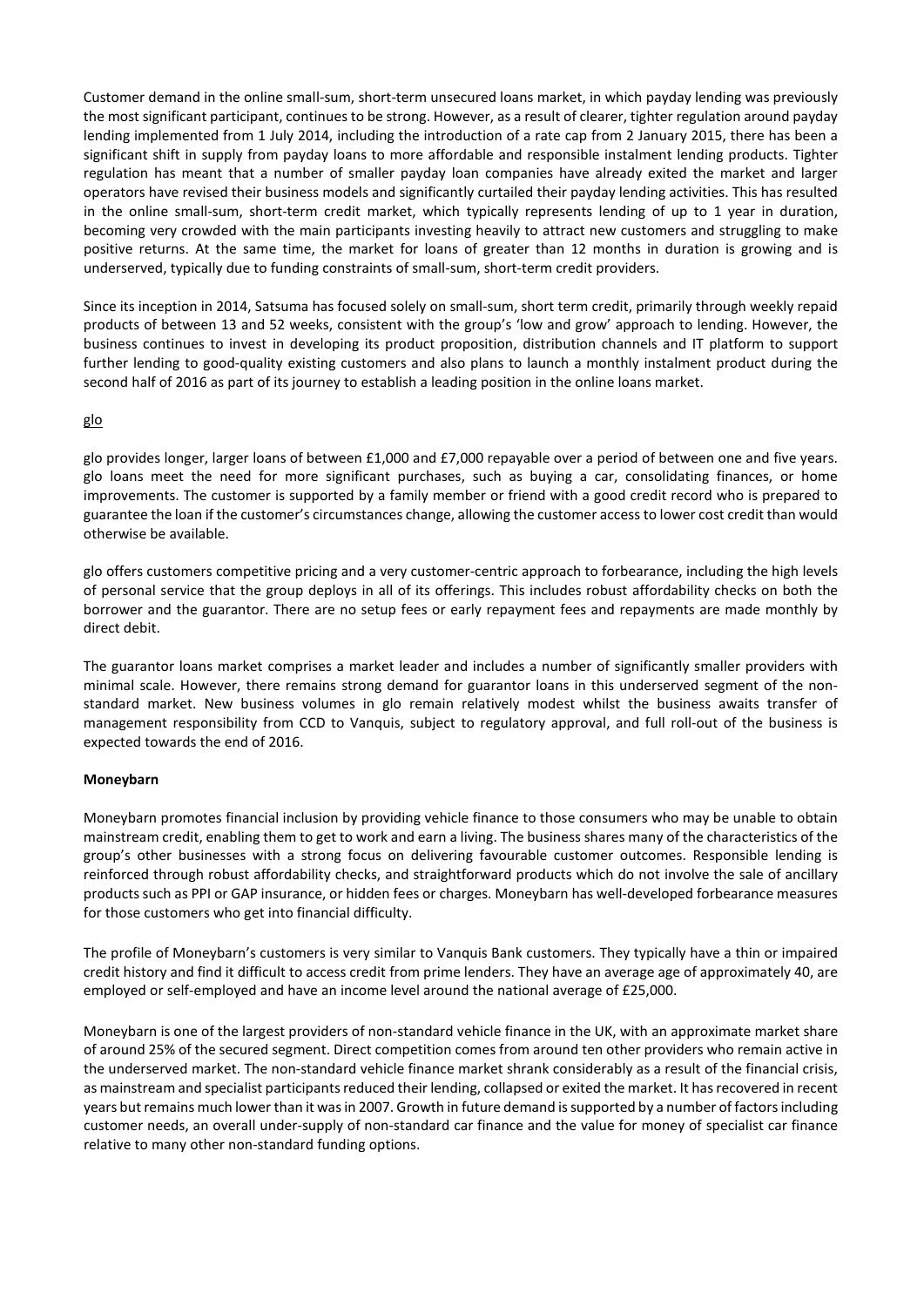Customer demand in the online small-sum, short-term unsecured loans market, in which payday lending was previously the most significant participant, continues to be strong. However, as a result of clearer, tighter regulation around payday lending implemented from 1 July 2014, including the introduction of a rate cap from 2 January 2015, there has been a significant shift in supply from payday loans to more affordable and responsible instalment lending products. Tighter regulation has meant that a number of smaller payday loan companies have already exited the market and larger operators have revised their business models and significantly curtailed their payday lending activities. This has resulted in the online small-sum, short-term credit market, which typically represents lending of up to 1 year in duration, becoming very crowded with the main participants investing heavily to attract new customers and struggling to make positive returns. At the same time, the market for loans of greater than 12 months in duration is growing and is underserved, typically due to funding constraints of small-sum, short-term credit providers.

Since its inception in 2014, Satsuma has focused solely on small-sum, short term credit, primarily through weekly repaid products of between 13 and 52 weeks, consistent with the group's 'low and grow' approach to lending. However, the business continues to invest in developing its product proposition, distribution channels and IT platform to support further lending to good-quality existing customers and also plans to launch a monthly instalment product during the second half of 2016 as part of its journey to establish a leading position in the online loans market.

glo

glo provides longer, larger loans of between £1,000 and £7,000 repayable over a period of between one and five years. glo loans meet the need for more significant purchases, such as buying a car, consolidating finances, or home improvements. The customer is supported by a family member or friend with a good credit record who is prepared to guarantee the loan if the customer's circumstances change, allowing the customer access to lower cost credit than would otherwise be available.

glo offers customers competitive pricing and a very customer-centric approach to forbearance, including the high levels of personal service that the group deploys in all of its offerings. This includes robust affordability checks on both the borrower and the guarantor. There are no setup fees or early repayment fees and repayments are made monthly by direct debit.

The guarantor loans market comprises a market leader and includes a number of significantly smaller providers with minimal scale. However, there remains strong demand for guarantor loans in this underserved segment of the non-standard market. New business volumes in glo remain relatively modest whilst the business awaits transfer of management responsibility from CCD to Vanquis, subject to regulatory approval, and full roll-out of the business is expected towards the end of 2016.

**Moneybarn**

Moneybarn promotes financial inclusion by providing vehicle finance to those consumers who may be unable to obtain mainstream credit, enabling them to get to work and earn a living. The business shares many of the characteristics of the group's other businesses with a strong focus on delivering favourable customer outcomes. Responsible lending is reinforced through robust affordability checks, and straightforward products which do not involve the sale of ancillary products such as PPI or GAP insurance, or hidden fees or charges. Moneybarn has well-developed forbearance measures for those customers who get into financial difficulty.

The profile of Moneybarn's customers is very similar to Vanquis Bank customers. They typically have a thin or impaired credit history and find it difficult to access credit from prime lenders. They have an average age of approximately 40, are employed or self-employed and have an income level around the national average of £25,000.

Moneybarn is one of the largest providers of non-standard vehicle finance in the UK, with an approximate market share of around 25% of the secured segment. Direct competition comes from around ten other providers who remain active in the underserved market. The non-standard vehicle finance market shrank considerably as a result of the financial crisis, as mainstream and specialist participants reduced their lending, collapsed or exited the market. It has recovered in recent years but remains much lower than it was in 2007. Growth in future demand is supported by a number of factors including customer needs, an overall under-supply of non-standard car finance and the value for money of specialist car finance relative to many other non-standard funding options.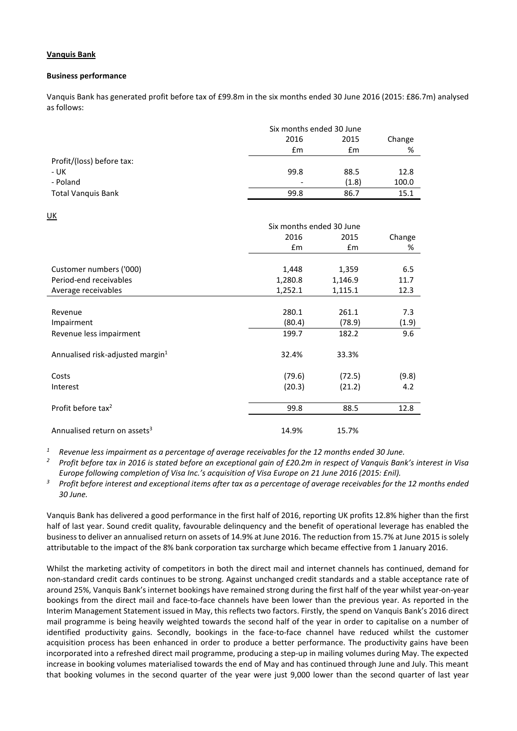**Vanquis Bank**

**Business performance**

Vanquis Bank has generated profit before tax of £99.8m in the six months ended 30 June 2016 (2015: £86.7m) analysed as follows:

| | Six months ended 30 June | | |
|---|---|---|---|
| | 2016 | 2015 | Change |
| | £m | £m | % |
| Profit/(loss) before tax: | | | |
| - UK | 99.8 | 88.5 | 12.8 |
| - Poland | - | (1.8) | 100.0 |
| Total Vanquis Bank | 99.8 | 86.7 | 15.1 |

UK

| | Six months ended 30 June | | |
|---|---|---|---|
| | 2016 | 2015 | Change |
| | £m | £m | % |
| Customer numbers ('000) | 1,448 | 1,359 | 6.5 |
| Period-end receivables | 1,280.8 | 1,146.9 | 11.7 |
| Average receivables | 1,252.1 | 1,115.1 | 12.3 |
| Revenue | 280.1 | 261.1 | 7.3 |
| Impairment | (80.4) | (78.9) | (1.9) |
| Revenue less impairment | 199.7 | 182.2 | 9.6 |
| Annualised risk-adjusted margin[1] | 32.4% | 33.3% | |
| Costs | (79.6) | (72.5) | (9.8) |
| Interest | (20.3) | (21.2) | 4.2 |
| Profit before tax[2] | 99.8 | 88.5 | 12.8 |
| Annualised return on assets[3] | 14.9% | 15.7% | |

[1] *Revenue less impairment as a percentage of average receivables for the 12 months ended 30 June.*

[2] *Profit before tax in 2016 is stated before an exceptional gain of £20.2m in respect of Vanquis Bank's interest in Visa Europe following completion of Visa Inc.'s acquisition of Visa Europe on 21 June 2016 (2015: £nil).*

[3] *Profit before interest and exceptional items after tax as a percentage of average receivables for the 12 months ended 30 June.*

Vanquis Bank has delivered a good performance in the first half of 2016, reporting UK profits 12.8% higher than the first half of last year. Sound credit quality, favourable delinquency and the benefit of operational leverage has enabled the business to deliver an annualised return on assets of 14.9% at June 2016. The reduction from 15.7% at June 2015 is solely attributable to the impact of the 8% bank corporation tax surcharge which became effective from 1 January 2016.

Whilst the marketing activity of competitors in both the direct mail and internet channels has continued, demand for non-standard credit cards continues to be strong. Against unchanged credit standards and a stable acceptance rate of around 25%, Vanquis Bank's internet bookings have remained strong during the first half of the year whilst year-on-year bookings from the direct mail and face-to-face channels have been lower than the previous year. As reported in the Interim Management Statement issued in May, this reflects two factors. Firstly, the spend on Vanquis Bank's 2016 direct mail programme is being heavily weighted towards the second half of the year in order to capitalise on a number of identified productivity gains. Secondly, bookings in the face-to-face channel have reduced whilst the customer acquisition process has been enhanced in order to produce a better performance. The productivity gains have been incorporated into a refreshed direct mail programme, producing a step-up in mailing volumes during May. The expected increase in booking volumes materialised towards the end of May and has continued through June and July. This meant that booking volumes in the second quarter of the year were just 9,000 lower than the second quarter of last year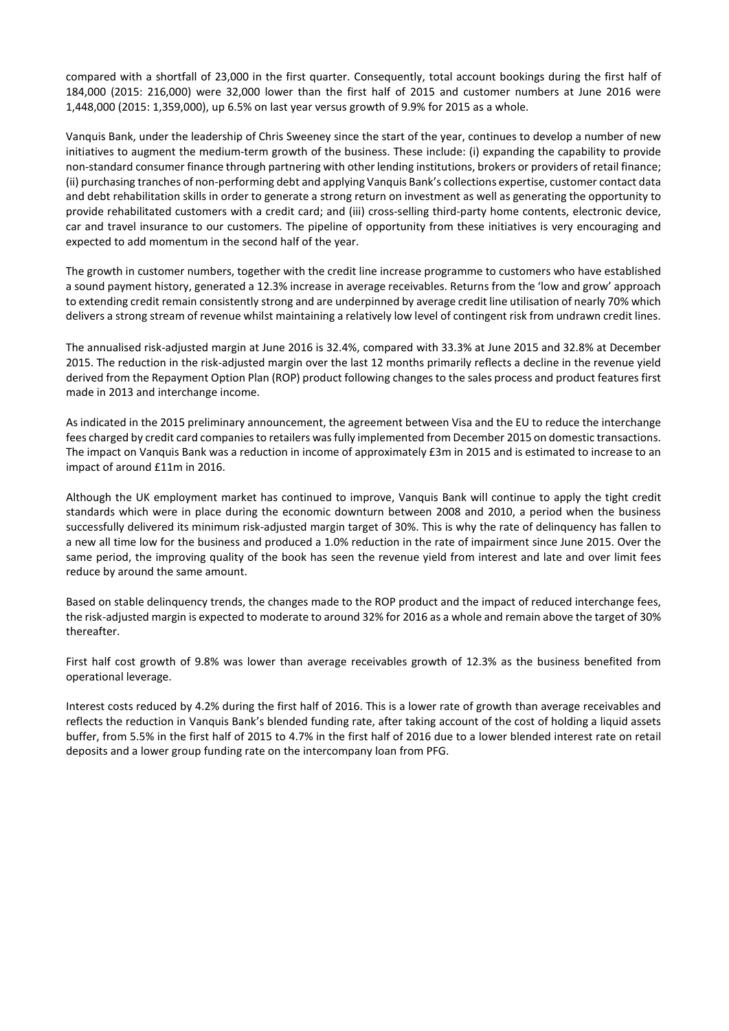compared with a shortfall of 23,000 in the first quarter. Consequently, total account bookings during the first half of 184,000 (2015: 216,000) were 32,000 lower than the first half of 2015 and customer numbers at June 2016 were 1,448,000 (2015: 1,359,000), up 6.5% on last year versus growth of 9.9% for 2015 as a whole.

Vanquis Bank, under the leadership of Chris Sweeney since the start of the year, continues to develop a number of new initiatives to augment the medium-term growth of the business. These include: (i) expanding the capability to provide non-standard consumer finance through partnering with other lending institutions, brokers or providers of retail finance; (ii) purchasing tranches of non-performing debt and applying Vanquis Bank's collections expertise, customer contact data and debt rehabilitation skills in order to generate a strong return on investment as well as generating the opportunity to provide rehabilitated customers with a credit card; and (iii) cross-selling third-party home contents, electronic device, car and travel insurance to our customers. The pipeline of opportunity from these initiatives is very encouraging and expected to add momentum in the second half of the year.

The growth in customer numbers, together with the credit line increase programme to customers who have established a sound payment history, generated a 12.3% increase in average receivables. Returns from the 'low and grow' approach to extending credit remain consistently strong and are underpinned by average credit line utilisation of nearly 70% which delivers a strong stream of revenue whilst maintaining a relatively low level of contingent risk from undrawn credit lines.

The annualised risk-adjusted margin at June 2016 is 32.4%, compared with 33.3% at June 2015 and 32.8% at December 2015. The reduction in the risk-adjusted margin over the last 12 months primarily reflects a decline in the revenue yield derived from the Repayment Option Plan (ROP) product following changes to the sales process and product features first made in 2013 and interchange income.

As indicated in the 2015 preliminary announcement, the agreement between Visa and the EU to reduce the interchange fees charged by credit card companies to retailers was fully implemented from December 2015 on domestic transactions. The impact on Vanquis Bank was a reduction in income of approximately £3m in 2015 and is estimated to increase to an impact of around £11m in 2016.

Although the UK employment market has continued to improve, Vanquis Bank will continue to apply the tight credit standards which were in place during the economic downturn between 2008 and 2010, a period when the business successfully delivered its minimum risk-adjusted margin target of 30%. This is why the rate of delinquency has fallen to a new all time low for the business and produced a 1.0% reduction in the rate of impairment since June 2015. Over the same period, the improving quality of the book has seen the revenue yield from interest and late and over limit fees reduce by around the same amount.

Based on stable delinquency trends, the changes made to the ROP product and the impact of reduced interchange fees, the risk-adjusted margin is expected to moderate to around 32% for 2016 as a whole and remain above the target of 30% thereafter.

First half cost growth of 9.8% was lower than average receivables growth of 12.3% as the business benefited from operational leverage.

Interest costs reduced by 4.2% during the first half of 2016. This is a lower rate of growth than average receivables and reflects the reduction in Vanquis Bank's blended funding rate, after taking account of the cost of holding a liquid assets buffer, from 5.5% in the first half of 2015 to 4.7% in the first half of 2016 due to a lower blended interest rate on retail deposits and a lower group funding rate on the intercompany loan from PFG.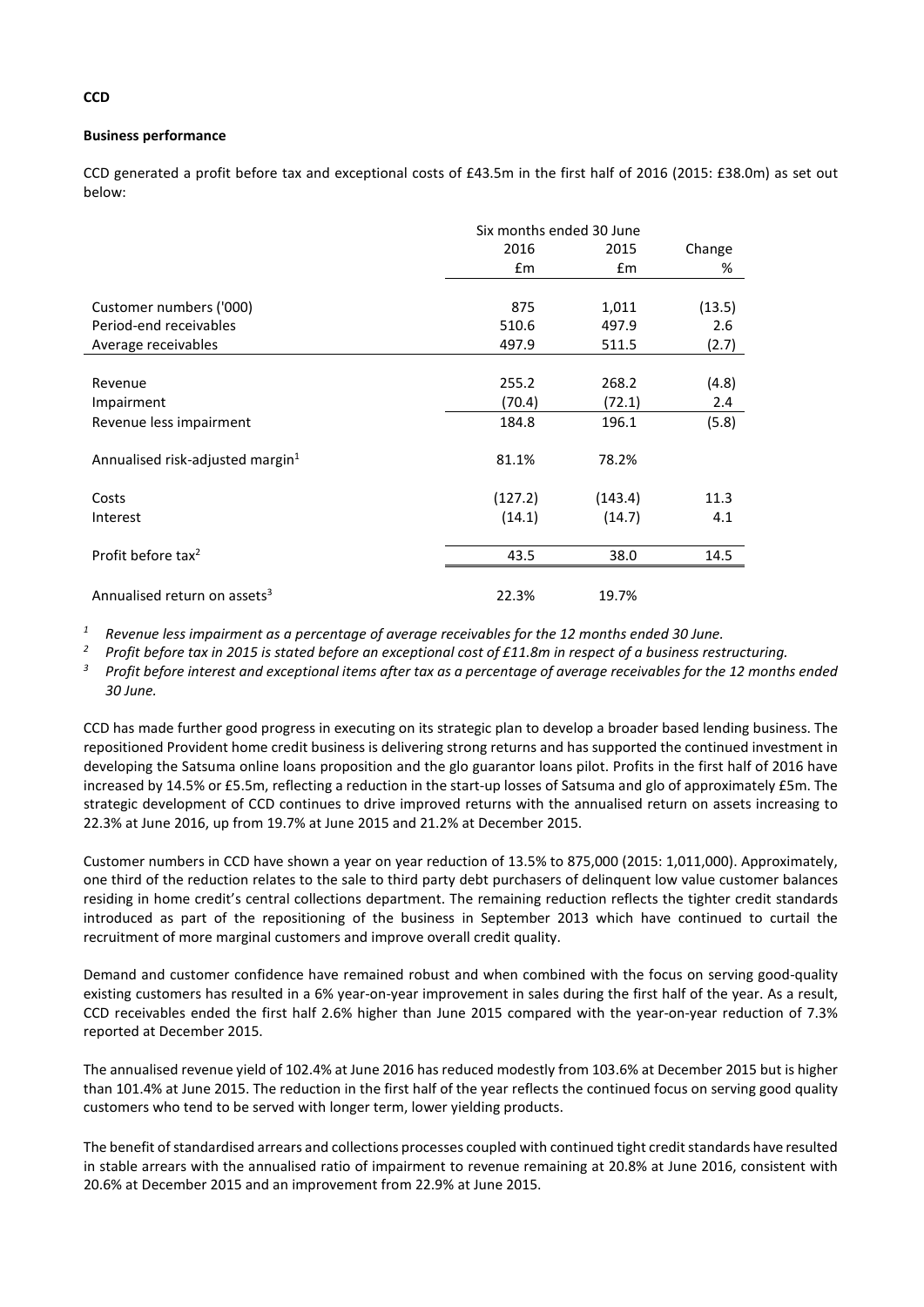**CCD**

**Business performance**

CCD generated a profit before tax and exceptional costs of £43.5m in the first half of 2016 (2015: £38.0m) as set out below:

| | Six months ended 30 June | | |
|---|---|---|---|
| | 2016 | 2015 | Change |
| | £m | £m | % |
| Customer numbers ('000) | 875 | 1,011 | (13.5) |
| Period-end receivables | 510.6 | 497.9 | 2.6 |
| Average receivables | 497.9 | 511.5 | (2.7) |
| Revenue | 255.2 | 268.2 | (4.8) |
| Impairment | (70.4) | (72.1) | 2.4 |
| Revenue less impairment | 184.8 | 196.1 | (5.8) |
| Annualised risk-adjusted margin[1] | 81.1% | 78.2% | |
| Costs | (127.2) | (143.4) | 11.3 |
| Interest | (14.1) | (14.7) | 4.1 |
| Profit before tax[2] | 43.5 | 38.0 | 14.5 |
| Annualised return on assets[3] | 22.3% | 19.7% | |

[1] *Revenue less impairment as a percentage of average receivables for the 12 months ended 30 June.*

[2] *Profit before tax in 2015 is stated before an exceptional cost of £11.8m in respect of a business restructuring.*

[3] *Profit before interest and exceptional items after tax as a percentage of average receivables for the 12 months ended 30 June.*

CCD has made further good progress in executing on its strategic plan to develop a broader based lending business. The repositioned Provident home credit business is delivering strong returns and has supported the continued investment in developing the Satsuma online loans proposition and the glo guarantor loans pilot. Profits in the first half of 2016 have increased by 14.5% or £5.5m, reflecting a reduction in the start-up losses of Satsuma and glo of approximately £5m. The strategic development of CCD continues to drive improved returns with the annualised return on assets increasing to 22.3% at June 2016, up from 19.7% at June 2015 and 21.2% at December 2015.

Customer numbers in CCD have shown a year on year reduction of 13.5% to 875,000 (2015: 1,011,000). Approximately, one third of the reduction relates to the sale to third party debt purchasers of delinquent low value customer balances residing in home credit's central collections department. The remaining reduction reflects the tighter credit standards introduced as part of the repositioning of the business in September 2013 which have continued to curtail the recruitment of more marginal customers and improve overall credit quality.

Demand and customer confidence have remained robust and when combined with the focus on serving good-quality existing customers has resulted in a 6% year-on-year improvement in sales during the first half of the year. As a result, CCD receivables ended the first half 2.6% higher than June 2015 compared with the year-on-year reduction of 7.3% reported at December 2015.

The annualised revenue yield of 102.4% at June 2016 has reduced modestly from 103.6% at December 2015 but is higher than 101.4% at June 2015. The reduction in the first half of the year reflects the continued focus on serving good quality customers who tend to be served with longer term, lower yielding products.

The benefit of standardised arrears and collections processes coupled with continued tight credit standards have resulted in stable arrears with the annualised ratio of impairment to revenue remaining at 20.8% at June 2016, consistent with 20.6% at December 2015 and an improvement from 22.9% at June 2015.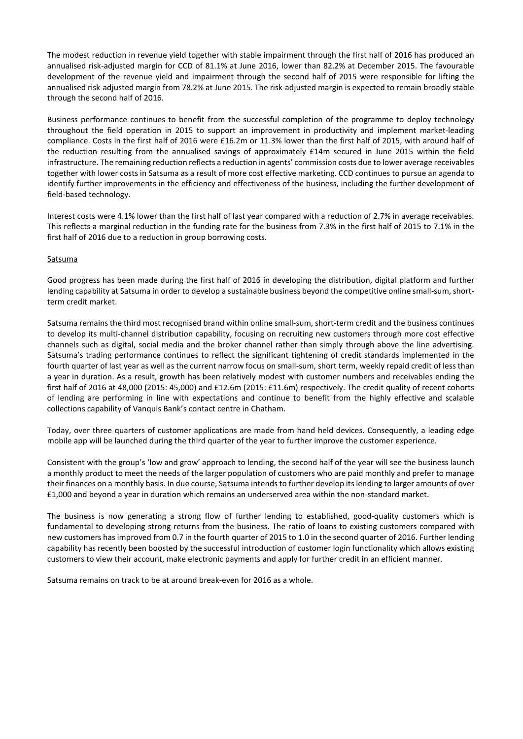The modest reduction in revenue yield together with stable impairment through the first half of 2016 has produced an annualised risk-adjusted margin for CCD of 81.1% at June 2016, lower than 82.2% at December 2015. The favourable development of the revenue yield and impairment through the second half of 2015 were responsible for lifting the annualised risk-adjusted margin from 78.2% at June 2015. The risk-adjusted margin is expected to remain broadly stable through the second half of 2016.

Business performance continues to benefit from the successful completion of the programme to deploy technology throughout the field operation in 2015 to support an improvement in productivity and implement market-leading compliance. Costs in the first half of 2016 were £16.2m or 11.3% lower than the first half of 2015, with around half of the reduction resulting from the annualised savings of approximately £14m secured in June 2015 within the field infrastructure. The remaining reduction reflects a reduction in agents' commission costs due to lower average receivables together with lower costs in Satsuma as a result of more cost effective marketing. CCD continues to pursue an agenda to identify further improvements in the efficiency and effectiveness of the business, including the further development of field-based technology.

Interest costs were 4.1% lower than the first half of last year compared with a reduction of 2.7% in average receivables. This reflects a marginal reduction in the funding rate for the business from 7.3% in the first half of 2015 to 7.1% in the first half of 2016 due to a reduction in group borrowing costs.

## Satsuma

Good progress has been made during the first half of 2016 in developing the distribution, digital platform and further lending capability at Satsuma in order to develop a sustainable business beyond the competitive online small-sum, short-term credit market.

Satsuma remains the third most recognised brand within online small-sum, short-term credit and the business continues to develop its multi-channel distribution capability, focusing on recruiting new customers through more cost effective channels such as digital, social media and the broker channel rather than simply through above the line advertising. Satsuma's trading performance continues to reflect the significant tightening of credit standards implemented in the fourth quarter of last year as well as the current narrow focus on small-sum, short term, weekly repaid credit of less than a year in duration. As a result, growth has been relatively modest with customer numbers and receivables ending the first half of 2016 at 48,000 (2015: 45,000) and £12.6m (2015: £11.6m) respectively. The credit quality of recent cohorts of lending are performing in line with expectations and continue to benefit from the highly effective and scalable collections capability of Vanquis Bank's contact centre in Chatham.

Today, over three quarters of customer applications are made from hand held devices. Consequently, a leading edge mobile app will be launched during the third quarter of the year to further improve the customer experience.

Consistent with the group's 'low and grow' approach to lending, the second half of the year will see the business launch a monthly product to meet the needs of the larger population of customers who are paid monthly and prefer to manage their finances on a monthly basis. In due course, Satsuma intends to further develop its lending to larger amounts of over £1,000 and beyond a year in duration which remains an underserved area within the non-standard market.

The business is now generating a strong flow of further lending to established, good-quality customers which is fundamental to developing strong returns from the business. The ratio of loans to existing customers compared with new customers has improved from 0.7 in the fourth quarter of 2015 to 1.0 in the second quarter of 2016. Further lending capability has recently been boosted by the successful introduction of customer login functionality which allows existing customers to view their account, make electronic payments and apply for further credit in an efficient manner.

Satsuma remains on track to be at around break-even for 2016 as a whole.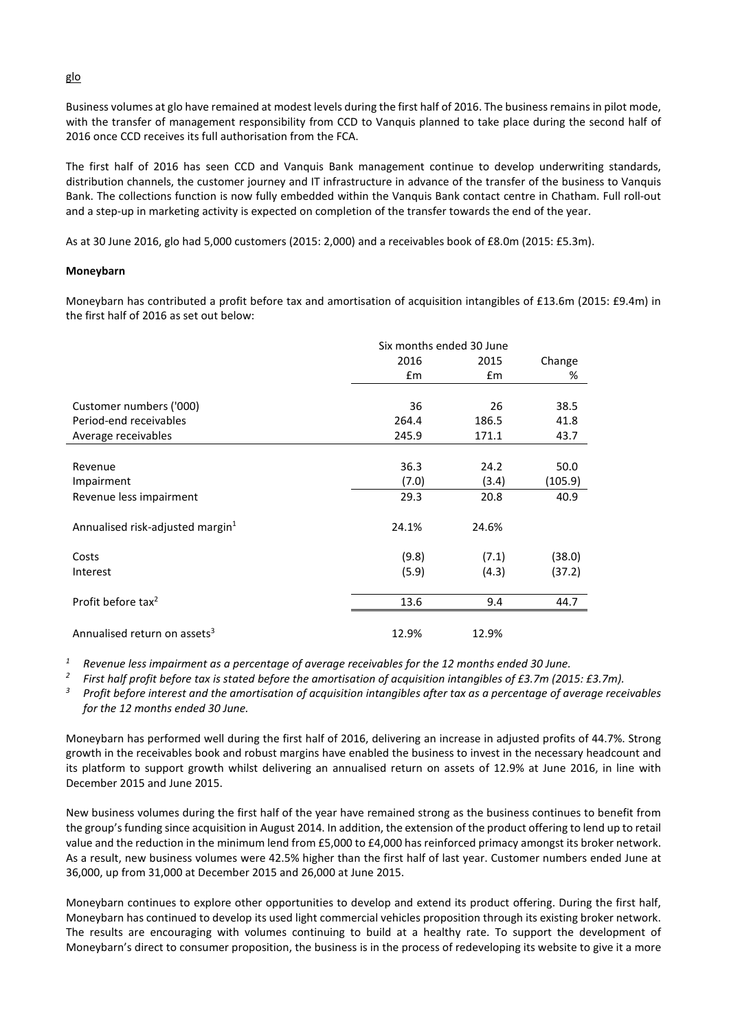## glo

Business volumes at glo have remained at modest levels during the first half of 2016. The business remains in pilot mode, with the transfer of management responsibility from CCD to Vanquis planned to take place during the second half of 2016 once CCD receives its full authorisation from the FCA.

The first half of 2016 has seen CCD and Vanquis Bank management continue to develop underwriting standards, distribution channels, the customer journey and IT infrastructure in advance of the transfer of the business to Vanquis Bank. The collections function is now fully embedded within the Vanquis Bank contact centre in Chatham. Full roll-out and a step-up in marketing activity is expected on completion of the transfer towards the end of the year.

As at 30 June 2016, glo had 5,000 customers (2015: 2,000) and a receivables book of £8.0m (2015: £5.3m).

**Moneybarn**

Moneybarn has contributed a profit before tax and amortisation of acquisition intangibles of £13.6m (2015: £9.4m) in the first half of 2016 as set out below:

| | Six months ended 30 June | | |
|---|---|---|---|
| | 2016 | 2015 | Change |
| | £m | £m | % |
| Customer numbers ('000) | 36 | 26 | 38.5 |
| Period-end receivables | 264.4 | 186.5 | 41.8 |
| Average receivables | 245.9 | 171.1 | 43.7 |
| Revenue | 36.3 | 24.2 | 50.0 |
| Impairment | (7.0) | (3.4) | (105.9) |
| Revenue less impairment | 29.3 | 20.8 | 40.9 |
| Annualised risk-adjusted margin[1] | 24.1% | 24.6% | |
| Costs | (9.8) | (7.1) | (38.0) |
| Interest | (5.9) | (4.3) | (37.2) |
| Profit before tax[2] | 13.6 | 9.4 | 44.7 |
| Annualised return on assets[3] | 12.9% | 12.9% | |

[1] *Revenue less impairment as a percentage of average receivables for the 12 months ended 30 June.*

[2] *First half profit before tax is stated before the amortisation of acquisition intangibles of £3.7m (2015: £3.7m).*

[3] *Profit before interest and the amortisation of acquisition intangibles after tax as a percentage of average receivables for the 12 months ended 30 June.*

Moneybarn has performed well during the first half of 2016, delivering an increase in adjusted profits of 44.7%. Strong growth in the receivables book and robust margins have enabled the business to invest in the necessary headcount and its platform to support growth whilst delivering an annualised return on assets of 12.9% at June 2016, in line with December 2015 and June 2015.

New business volumes during the first half of the year have remained strong as the business continues to benefit from the group's funding since acquisition in August 2014. In addition, the extension of the product offering to lend up to retail value and the reduction in the minimum lend from £5,000 to £4,000 has reinforced primacy amongst its broker network. As a result, new business volumes were 42.5% higher than the first half of last year. Customer numbers ended June at 36,000, up from 31,000 at December 2015 and 26,000 at June 2015.

Moneybarn continues to explore other opportunities to develop and extend its product offering. During the first half, Moneybarn has continued to develop its used light commercial vehicles proposition through its existing broker network. The results are encouraging with volumes continuing to build at a healthy rate. To support the development of Moneybarn's direct to consumer proposition, the business is in the process of redeveloping its website to give it a more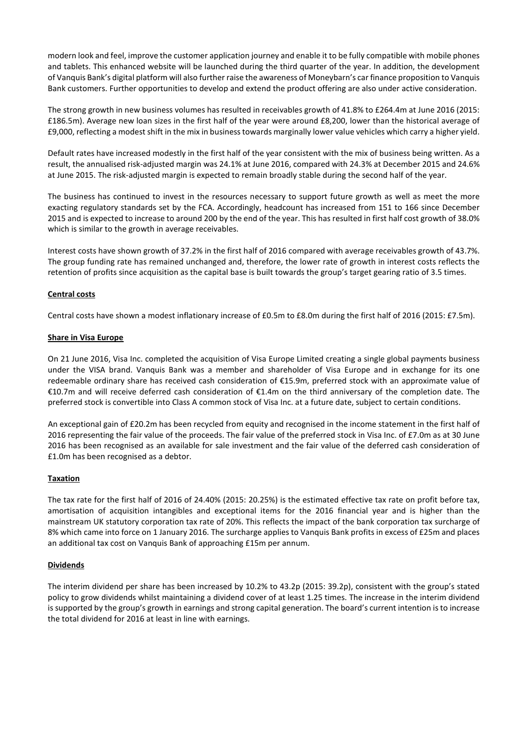modern look and feel, improve the customer application journey and enable it to be fully compatible with mobile phones and tablets. This enhanced website will be launched during the third quarter of the year. In addition, the development of Vanquis Bank's digital platform will also further raise the awareness of Moneybarn's car finance proposition to Vanquis Bank customers. Further opportunities to develop and extend the product offering are also under active consideration.

The strong growth in new business volumes has resulted in receivables growth of 41.8% to £264.4m at June 2016 (2015: £186.5m). Average new loan sizes in the first half of the year were around £8,200, lower than the historical average of £9,000, reflecting a modest shift in the mix in business towards marginally lower value vehicles which carry a higher yield.

Default rates have increased modestly in the first half of the year consistent with the mix of business being written. As a result, the annualised risk-adjusted margin was 24.1% at June 2016, compared with 24.3% at December 2015 and 24.6% at June 2015. The risk-adjusted margin is expected to remain broadly stable during the second half of the year.

The business has continued to invest in the resources necessary to support future growth as well as meet the more exacting regulatory standards set by the FCA. Accordingly, headcount has increased from 151 to 166 since December 2015 and is expected to increase to around 200 by the end of the year. This has resulted in first half cost growth of 38.0% which is similar to the growth in average receivables.

Interest costs have shown growth of 37.2% in the first half of 2016 compared with average receivables growth of 43.7%. The group funding rate has remained unchanged and, therefore, the lower rate of growth in interest costs reflects the retention of profits since acquisition as the capital base is built towards the group's target gearing ratio of 3.5 times.

**Central costs**

Central costs have shown a modest inflationary increase of £0.5m to £8.0m during the first half of 2016 (2015: £7.5m).

**Share in Visa Europe**

On 21 June 2016, Visa Inc. completed the acquisition of Visa Europe Limited creating a single global payments business under the VISA brand. Vanquis Bank was a member and shareholder of Visa Europe and in exchange for its one redeemable ordinary share has received cash consideration of €15.9m, preferred stock with an approximate value of €10.7m and will receive deferred cash consideration of €1.4m on the third anniversary of the completion date. The preferred stock is convertible into Class A common stock of Visa Inc. at a future date, subject to certain conditions.

An exceptional gain of £20.2m has been recycled from equity and recognised in the income statement in the first half of 2016 representing the fair value of the proceeds. The fair value of the preferred stock in Visa Inc. of £7.0m as at 30 June 2016 has been recognised as an available for sale investment and the fair value of the deferred cash consideration of £1.0m has been recognised as a debtor.

**Taxation**

The tax rate for the first half of 2016 of 24.40% (2015: 20.25%) is the estimated effective tax rate on profit before tax, amortisation of acquisition intangibles and exceptional items for the 2016 financial year and is higher than the mainstream UK statutory corporation tax rate of 20%. This reflects the impact of the bank corporation tax surcharge of 8% which came into force on 1 January 2016. The surcharge applies to Vanquis Bank profits in excess of £25m and places an additional tax cost on Vanquis Bank of approaching £15m per annum.

**Dividends**

The interim dividend per share has been increased by 10.2% to 43.2p (2015: 39.2p), consistent with the group's stated policy to grow dividends whilst maintaining a dividend cover of at least 1.25 times. The increase in the interim dividend is supported by the group's growth in earnings and strong capital generation. The board's current intention is to increase the total dividend for 2016 at least in line with earnings.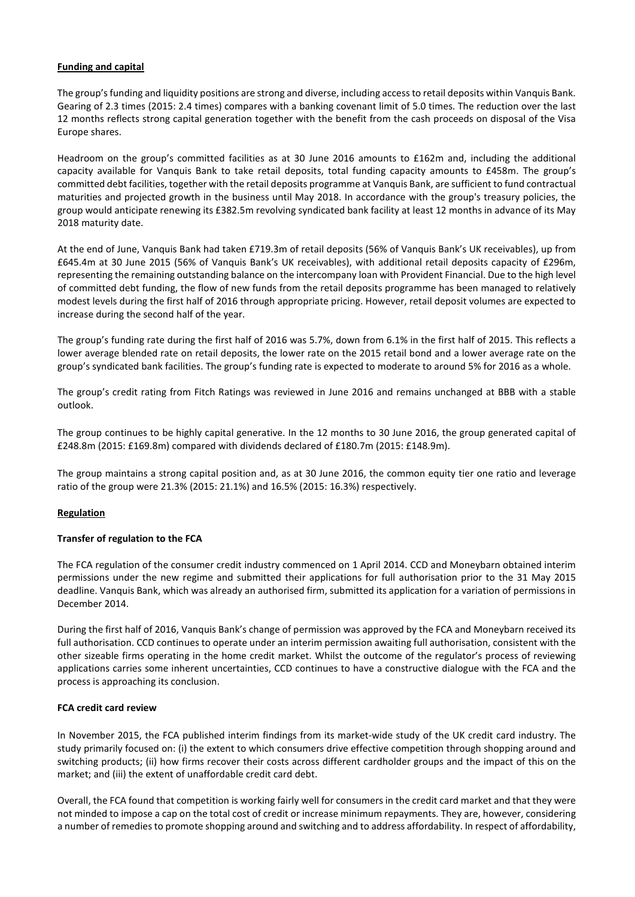**Funding and capital**

The group's funding and liquidity positions are strong and diverse, including access to retail deposits within Vanquis Bank. Gearing of 2.3 times (2015: 2.4 times) compares with a banking covenant limit of 5.0 times. The reduction over the last 12 months reflects strong capital generation together with the benefit from the cash proceeds on disposal of the Visa Europe shares.

Headroom on the group's committed facilities as at 30 June 2016 amounts to £162m and, including the additional capacity available for Vanquis Bank to take retail deposits, total funding capacity amounts to £458m. The group's committed debt facilities, together with the retail deposits programme at Vanquis Bank, are sufficient to fund contractual maturities and projected growth in the business until May 2018. In accordance with the group's treasury policies, the group would anticipate renewing its £382.5m revolving syndicated bank facility at least 12 months in advance of its May 2018 maturity date.

At the end of June, Vanquis Bank had taken £719.3m of retail deposits (56% of Vanquis Bank's UK receivables), up from £645.4m at 30 June 2015 (56% of Vanquis Bank's UK receivables), with additional retail deposits capacity of £296m, representing the remaining outstanding balance on the intercompany loan with Provident Financial. Due to the high level of committed debt funding, the flow of new funds from the retail deposits programme has been managed to relatively modest levels during the first half of 2016 through appropriate pricing. However, retail deposit volumes are expected to increase during the second half of the year.

The group's funding rate during the first half of 2016 was 5.7%, down from 6.1% in the first half of 2015. This reflects a lower average blended rate on retail deposits, the lower rate on the 2015 retail bond and a lower average rate on the group's syndicated bank facilities. The group's funding rate is expected to moderate to around 5% for 2016 as a whole.

The group's credit rating from Fitch Ratings was reviewed in June 2016 and remains unchanged at BBB with a stable outlook.

The group continues to be highly capital generative. In the 12 months to 30 June 2016, the group generated capital of £248.8m (2015: £169.8m) compared with dividends declared of £180.7m (2015: £148.9m).

The group maintains a strong capital position and, as at 30 June 2016, the common equity tier one ratio and leverage ratio of the group were 21.3% (2015: 21.1%) and 16.5% (2015: 16.3%) respectively.

**Regulation**

**Transfer of regulation to the FCA**

The FCA regulation of the consumer credit industry commenced on 1 April 2014. CCD and Moneybarn obtained interim permissions under the new regime and submitted their applications for full authorisation prior to the 31 May 2015 deadline. Vanquis Bank, which was already an authorised firm, submitted its application for a variation of permissions in December 2014.

During the first half of 2016, Vanquis Bank's change of permission was approved by the FCA and Moneybarn received its full authorisation. CCD continues to operate under an interim permission awaiting full authorisation, consistent with the other sizeable firms operating in the home credit market. Whilst the outcome of the regulator's process of reviewing applications carries some inherent uncertainties, CCD continues to have a constructive dialogue with the FCA and the process is approaching its conclusion.

**FCA credit card review**

In November 2015, the FCA published interim findings from its market-wide study of the UK credit card industry. The study primarily focused on: (i) the extent to which consumers drive effective competition through shopping around and switching products; (ii) how firms recover their costs across different cardholder groups and the impact of this on the market; and (iii) the extent of unaffordable credit card debt.

Overall, the FCA found that competition is working fairly well for consumers in the credit card market and that they were not minded to impose a cap on the total cost of credit or increase minimum repayments. They are, however, considering a number of remedies to promote shopping around and switching and to address affordability. In respect of affordability,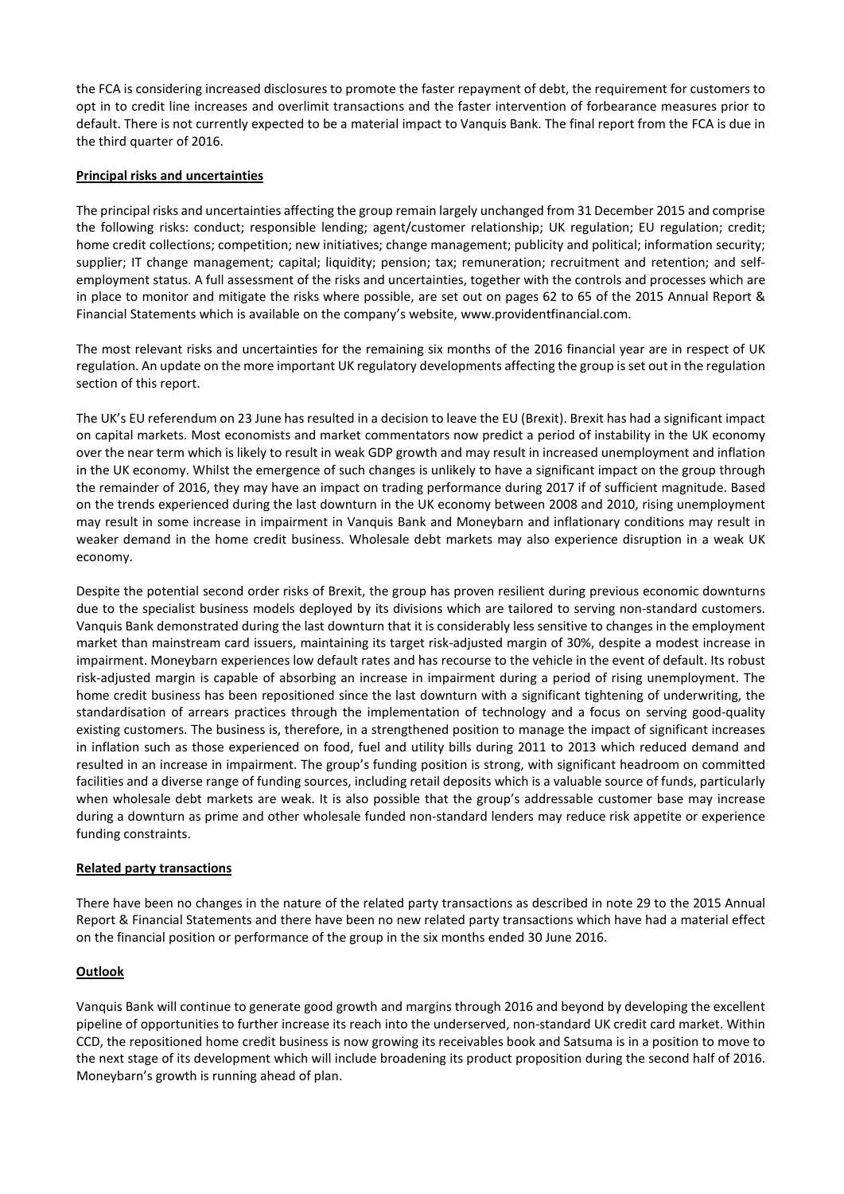the FCA is considering increased disclosures to promote the faster repayment of debt, the requirement for customers to opt in to credit line increases and overlimit transactions and the faster intervention of forbearance measures prior to default. There is not currently expected to be a material impact to Vanquis Bank. The final report from the FCA is due in the third quarter of 2016.

**Principal risks and uncertainties**

The principal risks and uncertainties affecting the group remain largely unchanged from 31 December 2015 and comprise the following risks: conduct; responsible lending; agent/customer relationship; UK regulation; EU regulation; credit; home credit collections; competition; new initiatives; change management; publicity and political; information security; supplier; IT change management; capital; liquidity; pension; tax; remuneration; recruitment and retention; and self-employment status. A full assessment of the risks and uncertainties, together with the controls and processes which are in place to monitor and mitigate the risks where possible, are set out on pages 62 to 65 of the 2015 Annual Report & Financial Statements which is available on the company's website, www.providentfinancial.com.

The most relevant risks and uncertainties for the remaining six months of the 2016 financial year are in respect of UK regulation. An update on the more important UK regulatory developments affecting the group is set out in the regulation section of this report.

The UK's EU referendum on 23 June has resulted in a decision to leave the EU (Brexit). Brexit has had a significant impact on capital markets. Most economists and market commentators now predict a period of instability in the UK economy over the near term which is likely to result in weak GDP growth and may result in increased unemployment and inflation in the UK economy. Whilst the emergence of such changes is unlikely to have a significant impact on the group through the remainder of 2016, they may have an impact on trading performance during 2017 if of sufficient magnitude. Based on the trends experienced during the last downturn in the UK economy between 2008 and 2010, rising unemployment may result in some increase in impairment in Vanquis Bank and Moneybarn and inflationary conditions may result in weaker demand in the home credit business. Wholesale debt markets may also experience disruption in a weak UK economy.

Despite the potential second order risks of Brexit, the group has proven resilient during previous economic downturns due to the specialist business models deployed by its divisions which are tailored to serving non-standard customers. Vanquis Bank demonstrated during the last downturn that it is considerably less sensitive to changes in the employment market than mainstream card issuers, maintaining its target risk-adjusted margin of 30%, despite a modest increase in impairment. Moneybarn experiences low default rates and has recourse to the vehicle in the event of default. Its robust risk-adjusted margin is capable of absorbing an increase in impairment during a period of rising unemployment. The home credit business has been repositioned since the last downturn with a significant tightening of underwriting, the standardisation of arrears practices through the implementation of technology and a focus on serving good-quality existing customers. The business is, therefore, in a strengthened position to manage the impact of significant increases in inflation such as those experienced on food, fuel and utility bills during 2011 to 2013 which reduced demand and resulted in an increase in impairment. The group's funding position is strong, with significant headroom on committed facilities and a diverse range of funding sources, including retail deposits which is a valuable source of funds, particularly when wholesale debt markets are weak. It is also possible that the group's addressable customer base may increase during a downturn as prime and other wholesale funded non-standard lenders may reduce risk appetite or experience funding constraints.

**Related party transactions**

There have been no changes in the nature of the related party transactions as described in note 29 to the 2015 Annual Report & Financial Statements and there have been no new related party transactions which have had a material effect on the financial position or performance of the group in the six months ended 30 June 2016.

**Outlook**

Vanquis Bank will continue to generate good growth and margins through 2016 and beyond by developing the excellent pipeline of opportunities to further increase its reach into the underserved, non-standard UK credit card market. Within CCD, the repositioned home credit business is now growing its receivables book and Satsuma is in a position to move to the next stage of its development which will include broadening its product proposition during the second half of 2016. Moneybarn's growth is running ahead of plan.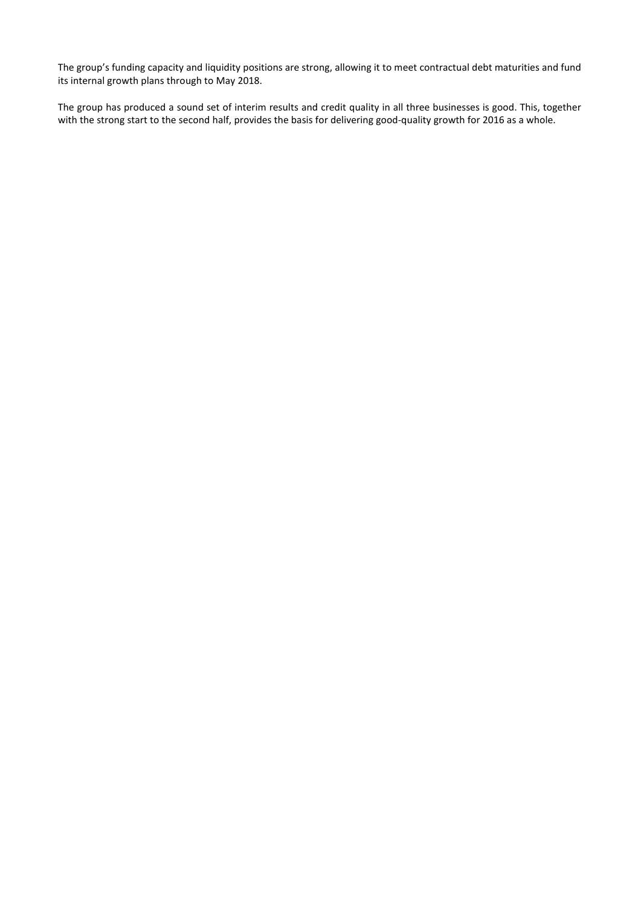The group's funding capacity and liquidity positions are strong, allowing it to meet contractual debt maturities and fund its internal growth plans through to May 2018.

The group has produced a sound set of interim results and credit quality in all three businesses is good. This, together with the strong start to the second half, provides the basis for delivering good-quality growth for 2016 as a whole.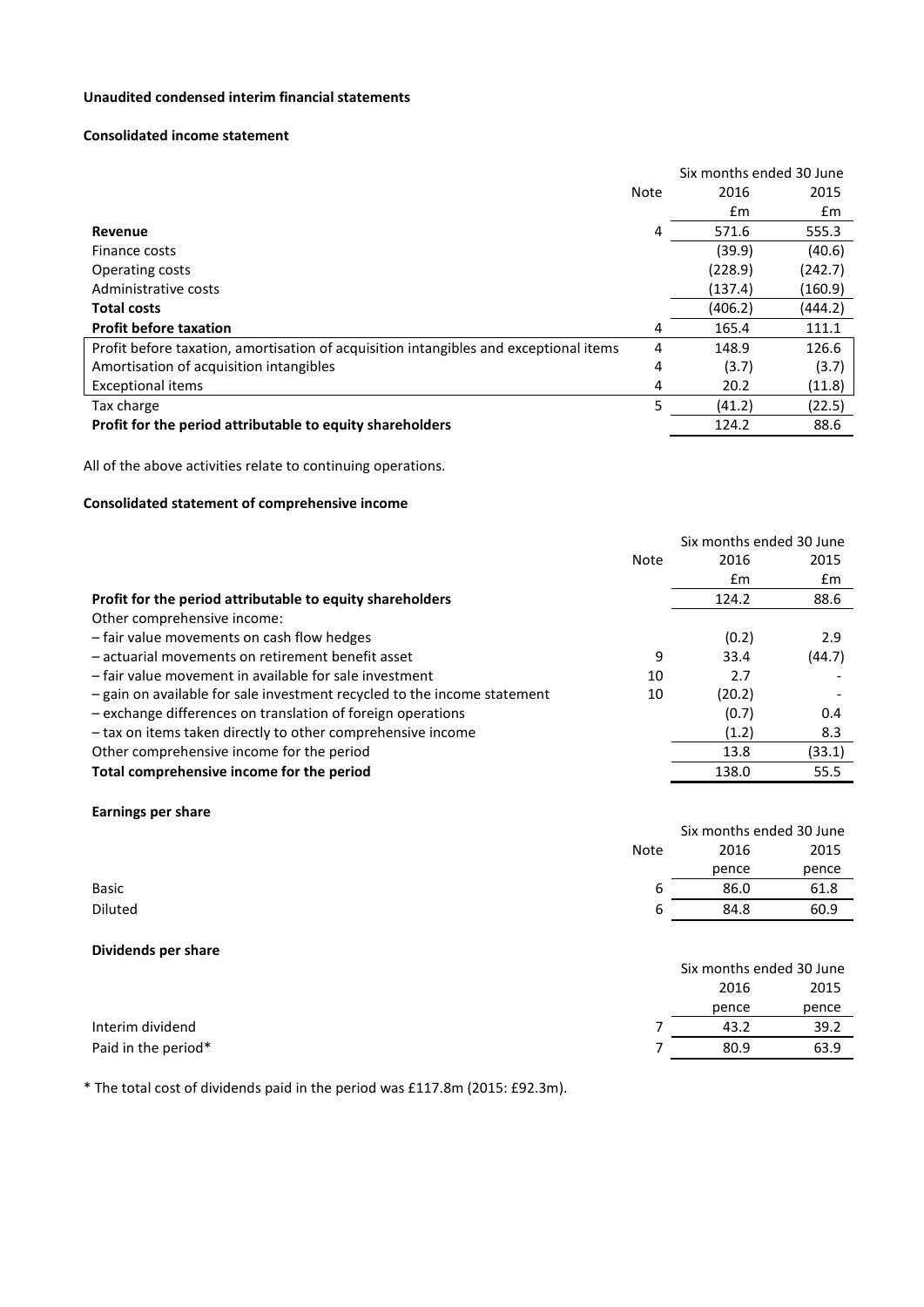**Unaudited condensed interim financial statements**

**Consolidated income statement**

| | Note | Six months ended 30 June 2016 £m | Six months ended 30 June 2015 £m |
|---|---|---|---|
| **Revenue** | 4 | 571.6 | 555.3 |
| Finance costs | | (39.9) | (40.6) |
| Operating costs | | (228.9) | (242.7) |
| Administrative costs | | (137.4) | (160.9) |
| **Total costs** | | (406.2) | (444.2) |
| **Profit before taxation** | 4 | 165.4 | 111.1 |
| Profit before taxation, amortisation of acquisition intangibles and exceptional items | 4 | 148.9 | 126.6 |
| Amortisation of acquisition intangibles | 4 | (3.7) | (3.7) |
| Exceptional items | 4 | 20.2 | (11.8) |
| Tax charge | 5 | (41.2) | (22.5) |
| **Profit for the period attributable to equity shareholders** | | 124.2 | 88.6 |

All of the above activities relate to continuing operations.

**Consolidated statement of comprehensive income**

| | Note | Six months ended 30 June 2016 £m | Six months ended 30 June 2015 £m |
|---|---|---|---|
| **Profit for the period attributable to equity shareholders** | | 124.2 | 88.6 |
| Other comprehensive income: | | | |
| – fair value movements on cash flow hedges | | (0.2) | 2.9 |
| – actuarial movements on retirement benefit asset | 9 | 33.4 | (44.7) |
| – fair value movement in available for sale investment | 10 | 2.7 | - |
| – gain on available for sale investment recycled to the income statement | 10 | (20.2) | - |
| – exchange differences on translation of foreign operations | | (0.7) | 0.4 |
| – tax on items taken directly to other comprehensive income | | (1.2) | 8.3 |
| Other comprehensive income for the period | | 13.8 | (33.1) |
| **Total comprehensive income for the period** | | 138.0 | 55.5 |

**Earnings per share**

| | Note | Six months ended 30 June 2016 pence | Six months ended 30 June 2015 pence |
|---|---|---|---|
| Basic | 6 | 86.0 | 61.8 |
| Diluted | 6 | 84.8 | 60.9 |

**Dividends per share**

| | | Six months ended 30 June 2016 pence | Six months ended 30 June 2015 pence |
|---|---|---|---|
| Interim dividend | 7 | 43.2 | 39.2 |
| Paid in the period* | 7 | 80.9 | 63.9 |

* The total cost of dividends paid in the period was £117.8m (2015: £92.3m).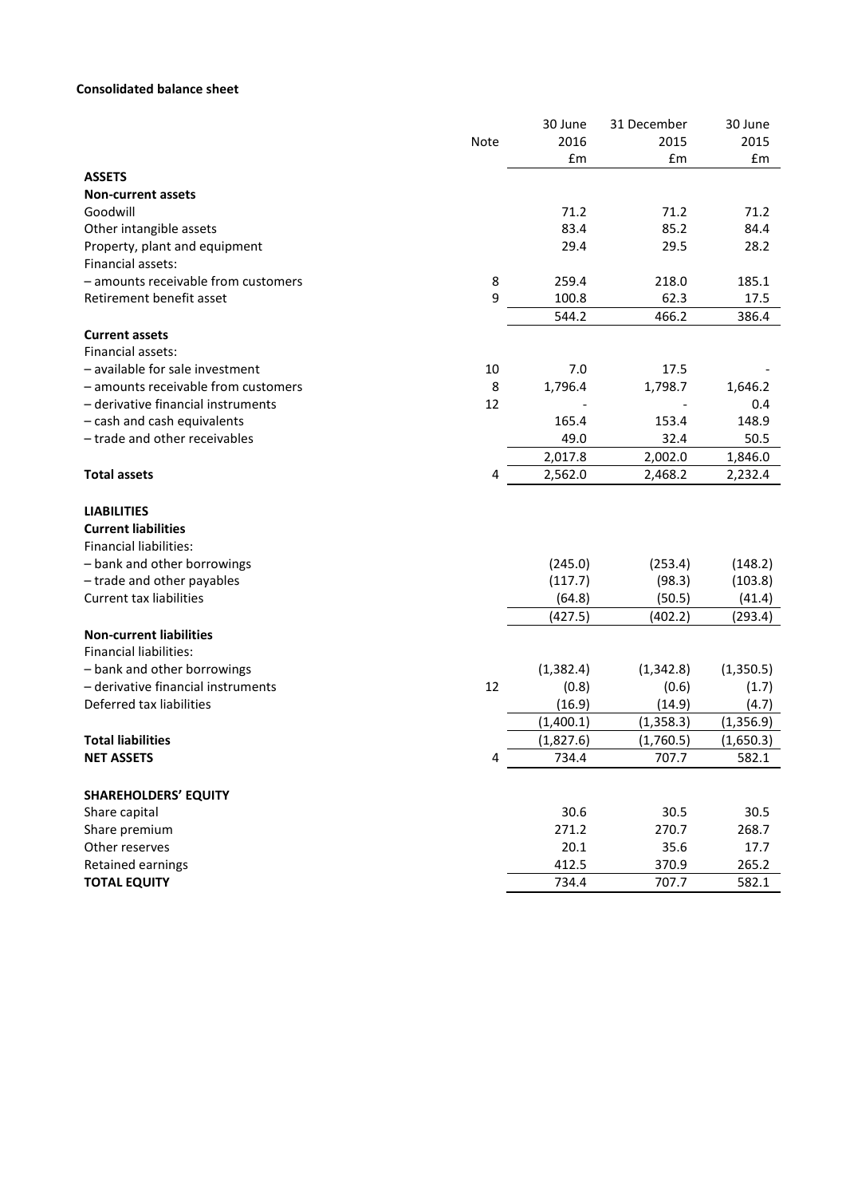**Consolidated balance sheet**

| | Note | 30 June 2016 £m | 31 December 2015 £m | 30 June 2015 £m |
|---|---|---|---|---|
| **ASSETS** | | | | |
| **Non-current assets** | | | | |
| Goodwill | | 71.2 | 71.2 | 71.2 |
| Other intangible assets | | 83.4 | 85.2 | 84.4 |
| Property, plant and equipment | | 29.4 | 29.5 | 28.2 |
| Financial assets: | | | | |
| – amounts receivable from customers | 8 | 259.4 | 218.0 | 185.1 |
| Retirement benefit asset | 9 | 100.8 | 62.3 | 17.5 |
| | | 544.2 | 466.2 | 386.4 |
| **Current assets** | | | | |
| Financial assets: | | | | |
| – available for sale investment | 10 | 7.0 | 17.5 | - |
| – amounts receivable from customers | 8 | 1,796.4 | 1,798.7 | 1,646.2 |
| – derivative financial instruments | 12 | - | - | 0.4 |
| – cash and cash equivalents | | 165.4 | 153.4 | 148.9 |
| – trade and other receivables | | 49.0 | 32.4 | 50.5 |
| | | 2,017.8 | 2,002.0 | 1,846.0 |
| **Total assets** | 4 | 2,562.0 | 2,468.2 | 2,232.4 |
| | | | | |
| **LIABILITIES** | | | | |
| **Current liabilities** | | | | |
| Financial liabilities: | | | | |
| – bank and other borrowings | | (245.0) | (253.4) | (148.2) |
| – trade and other payables | | (117.7) | (98.3) | (103.8) |
| Current tax liabilities | | (64.8) | (50.5) | (41.4) |
| | | (427.5) | (402.2) | (293.4) |
| **Non-current liabilities** | | | | |
| Financial liabilities: | | | | |
| – bank and other borrowings | | (1,382.4) | (1,342.8) | (1,350.5) |
| – derivative financial instruments | 12 | (0.8) | (0.6) | (1.7) |
| Deferred tax liabilities | | (16.9) | (14.9) | (4.7) |
| | | (1,400.1) | (1,358.3) | (1,356.9) |
| **Total liabilities** | | (1,827.6) | (1,760.5) | (1,650.3) |
| **NET ASSETS** | 4 | 734.4 | 707.7 | 582.1 |
| | | | | |
| **SHAREHOLDERS' EQUITY** | | | | |
| Share capital | | 30.6 | 30.5 | 30.5 |
| Share premium | | 271.2 | 270.7 | 268.7 |
| Other reserves | | 20.1 | 35.6 | 17.7 |
| Retained earnings | | 412.5 | 370.9 | 265.2 |
| **TOTAL EQUITY** | | 734.4 | 707.7 | 582.1 |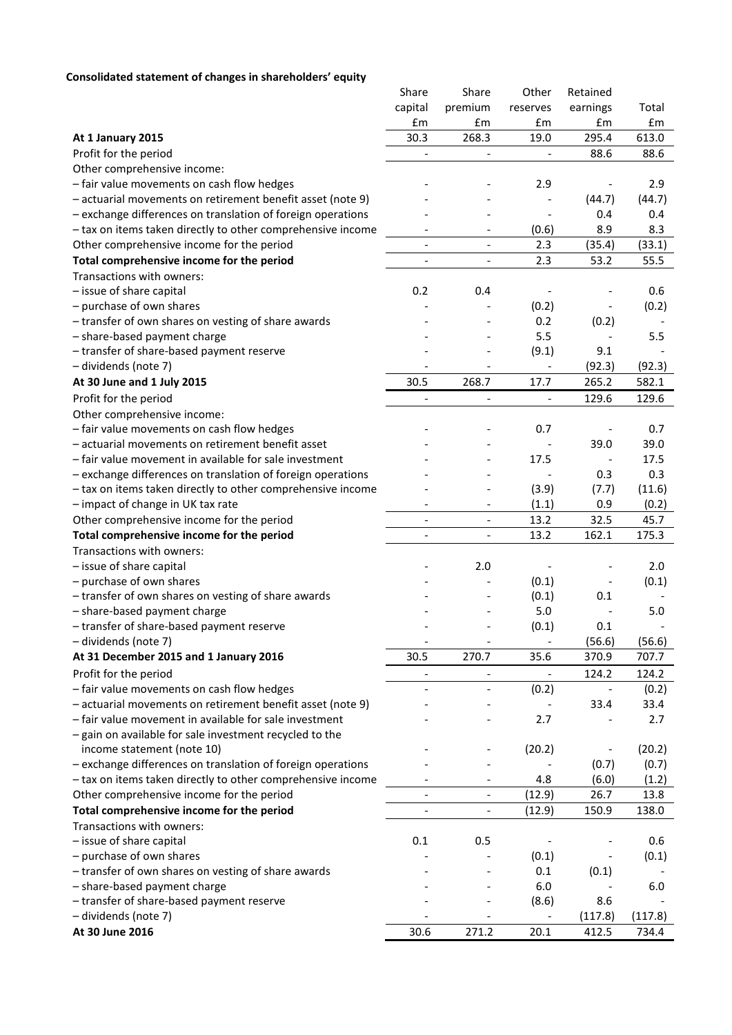**Consolidated statement of changes in shareholders' equity**

| | Share capital £m | Share premium £m | Other reserves £m | Retained earnings £m | Total £m |
|---|---|---|---|---|---|
| **At 1 January 2015** | 30.3 | 268.3 | 19.0 | 295.4 | 613.0 |
| Profit for the period | - | - | - | 88.6 | 88.6 |
| Other comprehensive income: | | | | | |
| – fair value movements on cash flow hedges | - | - | 2.9 | - | 2.9 |
| – actuarial movements on retirement benefit asset (note 9) | - | - | - | (44.7) | (44.7) |
| – exchange differences on translation of foreign operations | - | - | - | 0.4 | 0.4 |
| – tax on items taken directly to other comprehensive income | - | - | (0.6) | 8.9 | 8.3 |
| Other comprehensive income for the period | - | - | 2.3 | (35.4) | (33.1) |
| **Total comprehensive income for the period** | - | - | 2.3 | 53.2 | 55.5 |
| Transactions with owners: | | | | | |
| – issue of share capital | 0.2 | 0.4 | - | - | 0.6 |
| – purchase of own shares | - | - | (0.2) | - | (0.2) |
| – transfer of own shares on vesting of share awards | - | - | 0.2 | (0.2) | - |
| – share-based payment charge | - | - | 5.5 | - | 5.5 |
| – transfer of share-based payment reserve | - | - | (9.1) | 9.1 | - |
| – dividends (note 7) | - | - | - | (92.3) | (92.3) |
| **At 30 June and 1 July 2015** | 30.5 | 268.7 | 17.7 | 265.2 | 582.1 |
| Profit for the period | - | - | - | 129.6 | 129.6 |
| Other comprehensive income: | | | | | |
| – fair value movements on cash flow hedges | - | - | 0.7 | - | 0.7 |
| – actuarial movements on retirement benefit asset | - | - | - | 39.0 | 39.0 |
| – fair value movement in available for sale investment | - | - | 17.5 | - | 17.5 |
| – exchange differences on translation of foreign operations | - | - | - | 0.3 | 0.3 |
| – tax on items taken directly to other comprehensive income | - | - | (3.9) | (7.7) | (11.6) |
| – impact of change in UK tax rate | - | - | (1.1) | 0.9 | (0.2) |
| Other comprehensive income for the period | - | - | 13.2 | 32.5 | 45.7 |
| **Total comprehensive income for the period** | - | - | 13.2 | 162.1 | 175.3 |
| Transactions with owners: | | | | | |
| – issue of share capital | - | 2.0 | - | - | 2.0 |
| – purchase of own shares | - | - | (0.1) | - | (0.1) |
| – transfer of own shares on vesting of share awards | - | - | (0.1) | 0.1 | - |
| – share-based payment charge | - | - | 5.0 | - | 5.0 |
| – transfer of share-based payment reserve | - | - | (0.1) | 0.1 | - |
| – dividends (note 7) | - | - | - | (56.6) | (56.6) |
| **At 31 December 2015 and 1 January 2016** | 30.5 | 270.7 | 35.6 | 370.9 | 707.7 |
| Profit for the period | - | - | - | 124.2 | 124.2 |
| – fair value movements on cash flow hedges | - | - | (0.2) | - | (0.2) |
| – actuarial movements on retirement benefit asset (note 9) | - | - | - | 33.4 | 33.4 |
| – fair value movement in available for sale investment | - | - | 2.7 | - | 2.7 |
| – gain on available for sale investment recycled to the income statement (note 10) | - | - | (20.2) | - | (20.2) |
| – exchange differences on translation of foreign operations | - | - | - | (0.7) | (0.7) |
| – tax on items taken directly to other comprehensive income | - | - | 4.8 | (6.0) | (1.2) |
| Other comprehensive income for the period | - | - | (12.9) | 26.7 | 13.8 |
| **Total comprehensive income for the period** | - | - | (12.9) | 150.9 | 138.0 |
| Transactions with owners: | | | | | |
| – issue of share capital | 0.1 | 0.5 | - | - | 0.6 |
| – purchase of own shares | - | - | (0.1) | - | (0.1) |
| – transfer of own shares on vesting of share awards | - | - | 0.1 | (0.1) | - |
| – share-based payment charge | - | - | 6.0 | - | 6.0 |
| – transfer of share-based payment reserve | - | - | (8.6) | 8.6 | - |
| – dividends (note 7) | - | - | - | (117.8) | (117.8) |
| **At 30 June 2016** | 30.6 | 271.2 | 20.1 | 412.5 | 734.4 |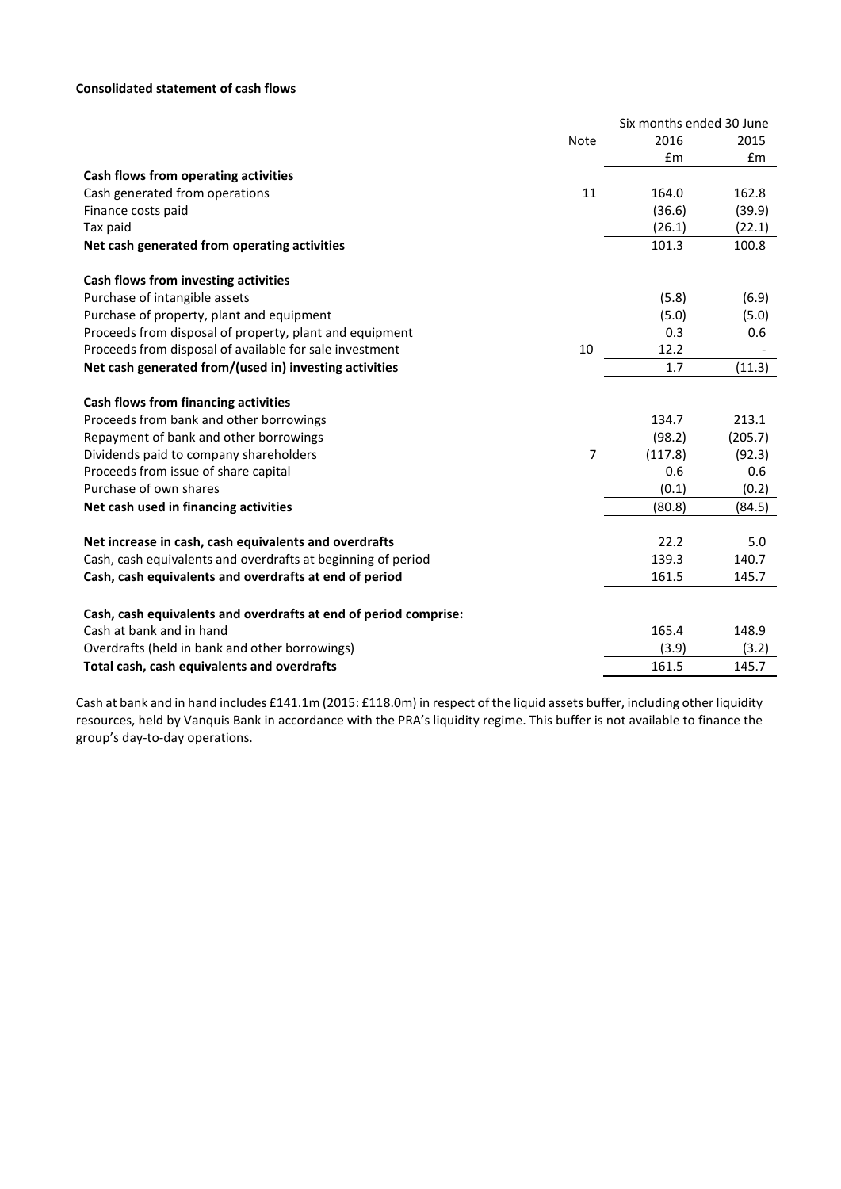**Consolidated statement of cash flows**

| | Note | Six months ended 30 June 2016 £m | 2015 £m |
|---|---|---|---|
| **Cash flows from operating activities** | | | |
| Cash generated from operations | 11 | 164.0 | 162.8 |
| Finance costs paid | | (36.6) | (39.9) |
| Tax paid | | (26.1) | (22.1) |
| **Net cash generated from operating activities** | | 101.3 | 100.8 |
| | | | |
| **Cash flows from investing activities** | | | |
| Purchase of intangible assets | | (5.8) | (6.9) |
| Purchase of property, plant and equipment | | (5.0) | (5.0) |
| Proceeds from disposal of property, plant and equipment | | 0.3 | 0.6 |
| Proceeds from disposal of available for sale investment | 10 | 12.2 | - |
| **Net cash generated from/(used in) investing activities** | | 1.7 | (11.3) |
| | | | |
| **Cash flows from financing activities** | | | |
| Proceeds from bank and other borrowings | | 134.7 | 213.1 |
| Repayment of bank and other borrowings | | (98.2) | (205.7) |
| Dividends paid to company shareholders | 7 | (117.8) | (92.3) |
| Proceeds from issue of share capital | | 0.6 | 0.6 |
| Purchase of own shares | | (0.1) | (0.2) |
| **Net cash used in financing activities** | | (80.8) | (84.5) |
| | | | |
| **Net increase in cash, cash equivalents and overdrafts** | | 22.2 | 5.0 |
| Cash, cash equivalents and overdrafts at beginning of period | | 139.3 | 140.7 |
| **Cash, cash equivalents and overdrafts at end of period** | | 161.5 | 145.7 |
| | | | |
| **Cash, cash equivalents and overdrafts at end of period comprise:** | | | |
| Cash at bank and in hand | | 165.4 | 148.9 |
| Overdrafts (held in bank and other borrowings) | | (3.9) | (3.2) |
| **Total cash, cash equivalents and overdrafts** | | 161.5 | 145.7 |

Cash at bank and in hand includes £141.1m (2015: £118.0m) in respect of the liquid assets buffer, including other liquidity resources, held by Vanquis Bank in accordance with the PRA's liquidity regime. This buffer is not available to finance the group's day-to-day operations.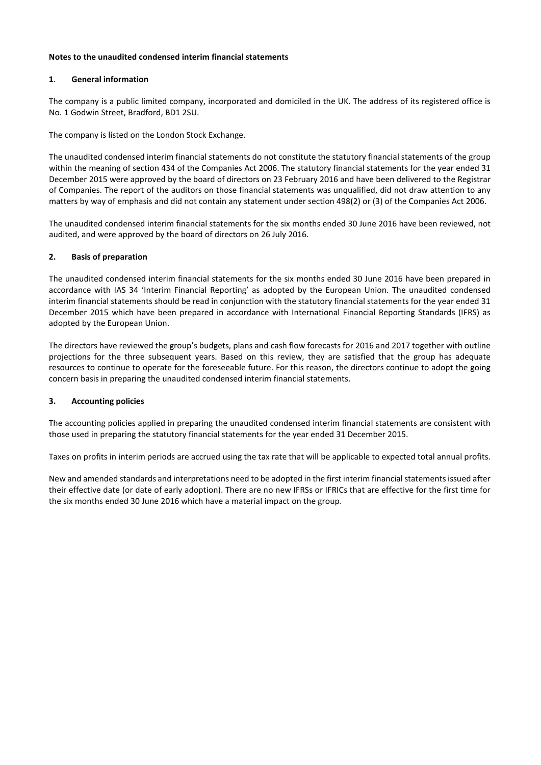**Notes to the unaudited condensed interim financial statements**

## 1. General information

The company is a public limited company, incorporated and domiciled in the UK. The address of its registered office is No. 1 Godwin Street, Bradford, BD1 2SU.

The company is listed on the London Stock Exchange.

The unaudited condensed interim financial statements do not constitute the statutory financial statements of the group within the meaning of section 434 of the Companies Act 2006. The statutory financial statements for the year ended 31 December 2015 were approved by the board of directors on 23 February 2016 and have been delivered to the Registrar of Companies. The report of the auditors on those financial statements was unqualified, did not draw attention to any matters by way of emphasis and did not contain any statement under section 498(2) or (3) of the Companies Act 2006.

The unaudited condensed interim financial statements for the six months ended 30 June 2016 have been reviewed, not audited, and were approved by the board of directors on 26 July 2016.

## 2. Basis of preparation

The unaudited condensed interim financial statements for the six months ended 30 June 2016 have been prepared in accordance with IAS 34 'Interim Financial Reporting' as adopted by the European Union. The unaudited condensed interim financial statements should be read in conjunction with the statutory financial statements for the year ended 31 December 2015 which have been prepared in accordance with International Financial Reporting Standards (IFRS) as adopted by the European Union.

The directors have reviewed the group's budgets, plans and cash flow forecasts for 2016 and 2017 together with outline projections for the three subsequent years. Based on this review, they are satisfied that the group has adequate resources to continue to operate for the foreseeable future. For this reason, the directors continue to adopt the going concern basis in preparing the unaudited condensed interim financial statements.

## 3. Accounting policies

The accounting policies applied in preparing the unaudited condensed interim financial statements are consistent with those used in preparing the statutory financial statements for the year ended 31 December 2015.

Taxes on profits in interim periods are accrued using the tax rate that will be applicable to expected total annual profits.

New and amended standards and interpretations need to be adopted in the first interim financial statements issued after their effective date (or date of early adoption). There are no new IFRSs or IFRICs that are effective for the first time for the six months ended 30 June 2016 which have a material impact on the group.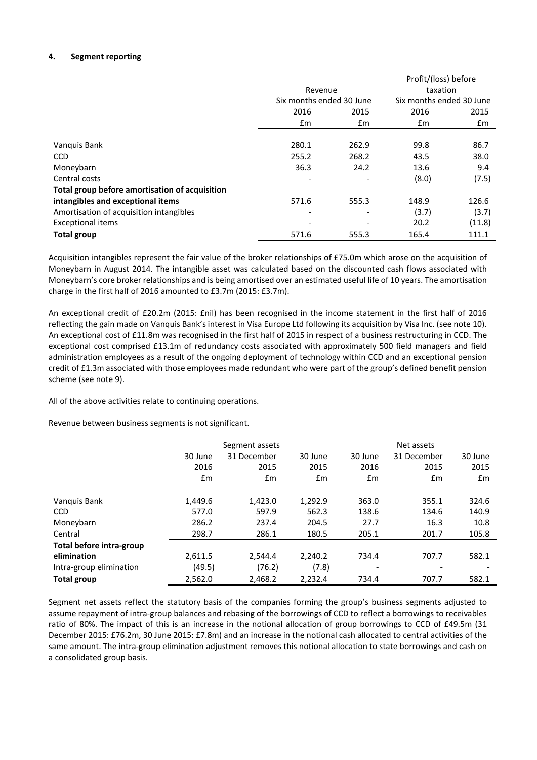#### 4. Segment reporting

| | Revenue | | Profit/(loss) before taxation | |
|---|---|---|---|---|
| | Six months ended 30 June | | Six months ended 30 June | |
| | 2016 | 2015 | 2016 | 2015 |
| | £m | £m | £m | £m |
| Vanquis Bank | 280.1 | 262.9 | 99.8 | 86.7 |
| CCD | 255.2 | 268.2 | 43.5 | 38.0 |
| Moneybarn | 36.3 | 24.2 | 13.6 | 9.4 |
| Central costs | - | - | (8.0) | (7.5) |
| **Total group before amortisation of acquisition intangibles and exceptional items** | 571.6 | 555.3 | 148.9 | 126.6 |
| Amortisation of acquisition intangibles | - | - | (3.7) | (3.7) |
| Exceptional items | - | - | 20.2 | (11.8) |
| **Total group** | 571.6 | 555.3 | 165.4 | 111.1 |

Acquisition intangibles represent the fair value of the broker relationships of £75.0m which arose on the acquisition of Moneybarn in August 2014. The intangible asset was calculated based on the discounted cash flows associated with Moneybarn's core broker relationships and is being amortised over an estimated useful life of 10 years. The amortisation charge in the first half of 2016 amounted to £3.7m (2015: £3.7m).

An exceptional credit of £20.2m (2015: £nil) has been recognised in the income statement in the first half of 2016 reflecting the gain made on Vanquis Bank's interest in Visa Europe Ltd following its acquisition by Visa Inc. (see note 10). An exceptional cost of £11.8m was recognised in the first half of 2015 in respect of a business restructuring in CCD. The exceptional cost comprised £13.1m of redundancy costs associated with approximately 500 field managers and field administration employees as a result of the ongoing deployment of technology within CCD and an exceptional pension credit of £1.3m associated with those employees made redundant who were part of the group's defined benefit pension scheme (see note 9).

All of the above activities relate to continuing operations.

Revenue between business segments is not significant.

| | Segment assets | | | Net assets | | |
|---|---|---|---|---|---|---|
| | 30 June 2016 | 31 December 2015 | 30 June 2015 | 30 June 2016 | 31 December 2015 | 30 June 2015 |
| | £m | £m | £m | £m | £m | £m |
| Vanquis Bank | 1,449.6 | 1,423.0 | 1,292.9 | 363.0 | 355.1 | 324.6 |
| CCD | 577.0 | 597.9 | 562.3 | 138.6 | 134.6 | 140.9 |
| Moneybarn | 286.2 | 237.4 | 204.5 | 27.7 | 16.3 | 10.8 |
| Central | 298.7 | 286.1 | 180.5 | 205.1 | 201.7 | 105.8 |
| **Total before intra-group elimination** | 2,611.5 | 2,544.4 | 2,240.2 | 734.4 | 707.7 | 582.1 |
| Intra-group elimination | (49.5) | (76.2) | (7.8) | - | - | - |
| **Total group** | 2,562.0 | 2,468.2 | 2,232.4 | 734.4 | 707.7 | 582.1 |

Segment net assets reflect the statutory basis of the companies forming the group's business segments adjusted to assume repayment of intra-group balances and rebasing of the borrowings of CCD to reflect a borrowings to receivables ratio of 80%. The impact of this is an increase in the notional allocation of group borrowings to CCD of £49.5m (31 December 2015: £76.2m, 30 June 2015: £7.8m) and an increase in the notional cash allocated to central activities of the same amount. The intra-group elimination adjustment removes this notional allocation to state borrowings and cash on a consolidated group basis.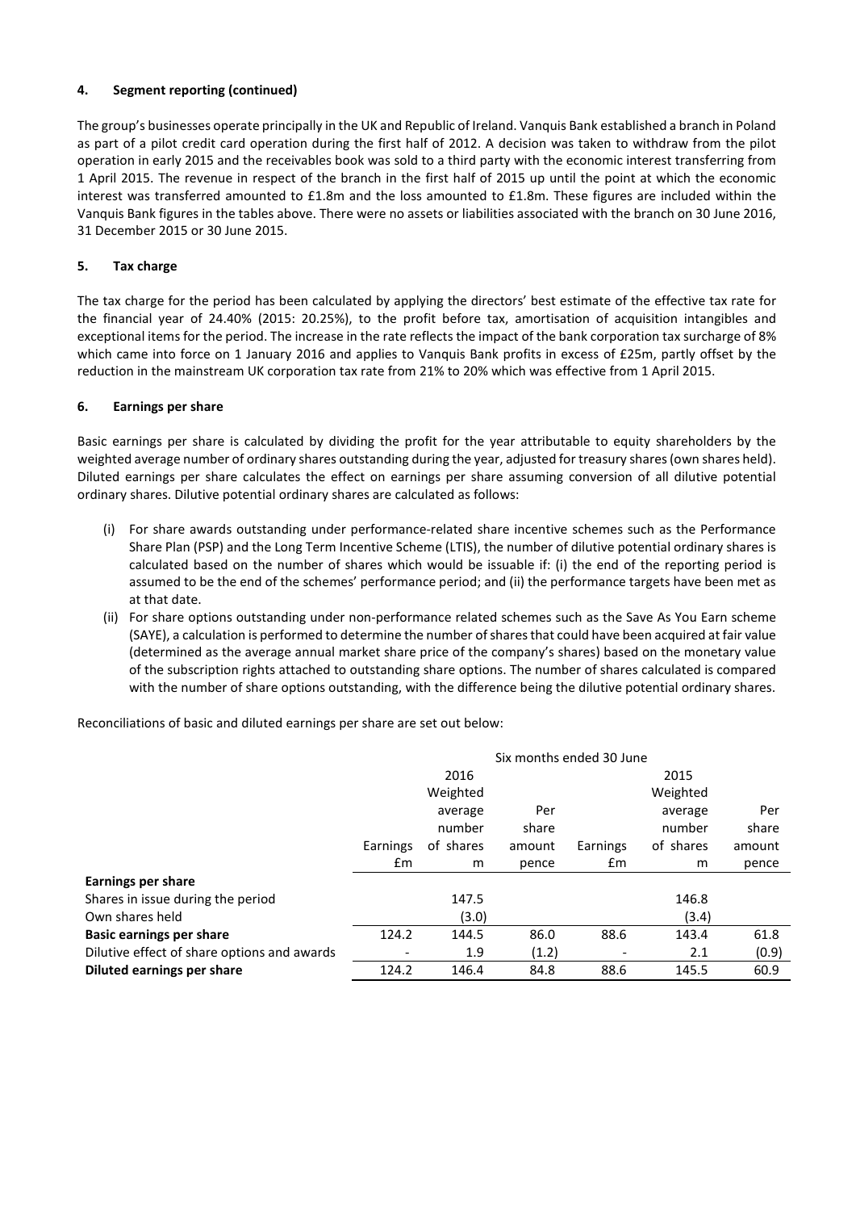## 4. Segment reporting (continued)

The group's businesses operate principally in the UK and Republic of Ireland. Vanquis Bank established a branch in Poland as part of a pilot credit card operation during the first half of 2012. A decision was taken to withdraw from the pilot operation in early 2015 and the receivables book was sold to a third party with the economic interest transferring from 1 April 2015. The revenue in respect of the branch in the first half of 2015 up until the point at which the economic interest was transferred amounted to £1.8m and the loss amounted to £1.8m. These figures are included within the Vanquis Bank figures in the tables above. There were no assets or liabilities associated with the branch on 30 June 2016, 31 December 2015 or 30 June 2015.

## 5. Tax charge

The tax charge for the period has been calculated by applying the directors' best estimate of the effective tax rate for the financial year of 24.40% (2015: 20.25%), to the profit before tax, amortisation of acquisition intangibles and exceptional items for the period. The increase in the rate reflects the impact of the bank corporation tax surcharge of 8% which came into force on 1 January 2016 and applies to Vanquis Bank profits in excess of £25m, partly offset by the reduction in the mainstream UK corporation tax rate from 21% to 20% which was effective from 1 April 2015.

## 6. Earnings per share

Basic earnings per share is calculated by dividing the profit for the year attributable to equity shareholders by the weighted average number of ordinary shares outstanding during the year, adjusted for treasury shares (own shares held). Diluted earnings per share calculates the effect on earnings per share assuming conversion of all dilutive potential ordinary shares. Dilutive potential ordinary shares are calculated as follows:

(i) For share awards outstanding under performance-related share incentive schemes such as the Performance Share Plan (PSP) and the Long Term Incentive Scheme (LTIS), the number of dilutive potential ordinary shares is calculated based on the number of shares which would be issuable if: (i) the end of the reporting period is assumed to be the end of the schemes' performance period; and (ii) the performance targets have been met as at that date.

(ii) For share options outstanding under non-performance related schemes such as the Save As You Earn scheme (SAYE), a calculation is performed to determine the number of shares that could have been acquired at fair value (determined as the average annual market share price of the company's shares) based on the monetary value of the subscription rights attached to outstanding share options. The number of shares calculated is compared with the number of share options outstanding, with the difference being the dilutive potential ordinary shares.

Reconciliations of basic and diluted earnings per share are set out below:

| | Six months ended 30 June | | | | | |
|---|---|---|---|---|---|---|
| | 2016 | | | 2015 | | |
| | Earnings £m | Weighted average number of shares m | Per share amount pence | Earnings £m | Weighted average number of shares m | Per share amount pence |
| **Earnings per share** | | | | | | |
| Shares in issue during the period | | 147.5 | | | 146.8 | |
| Own shares held | | (3.0) | | | (3.4) | |
| **Basic earnings per share** | 124.2 | 144.5 | 86.0 | 88.6 | 143.4 | 61.8 |
| Dilutive effect of share options and awards | - | 1.9 | (1.2) | - | 2.1 | (0.9) |
| **Diluted earnings per share** | 124.2 | 146.4 | 84.8 | 88.6 | 145.5 | 60.9 |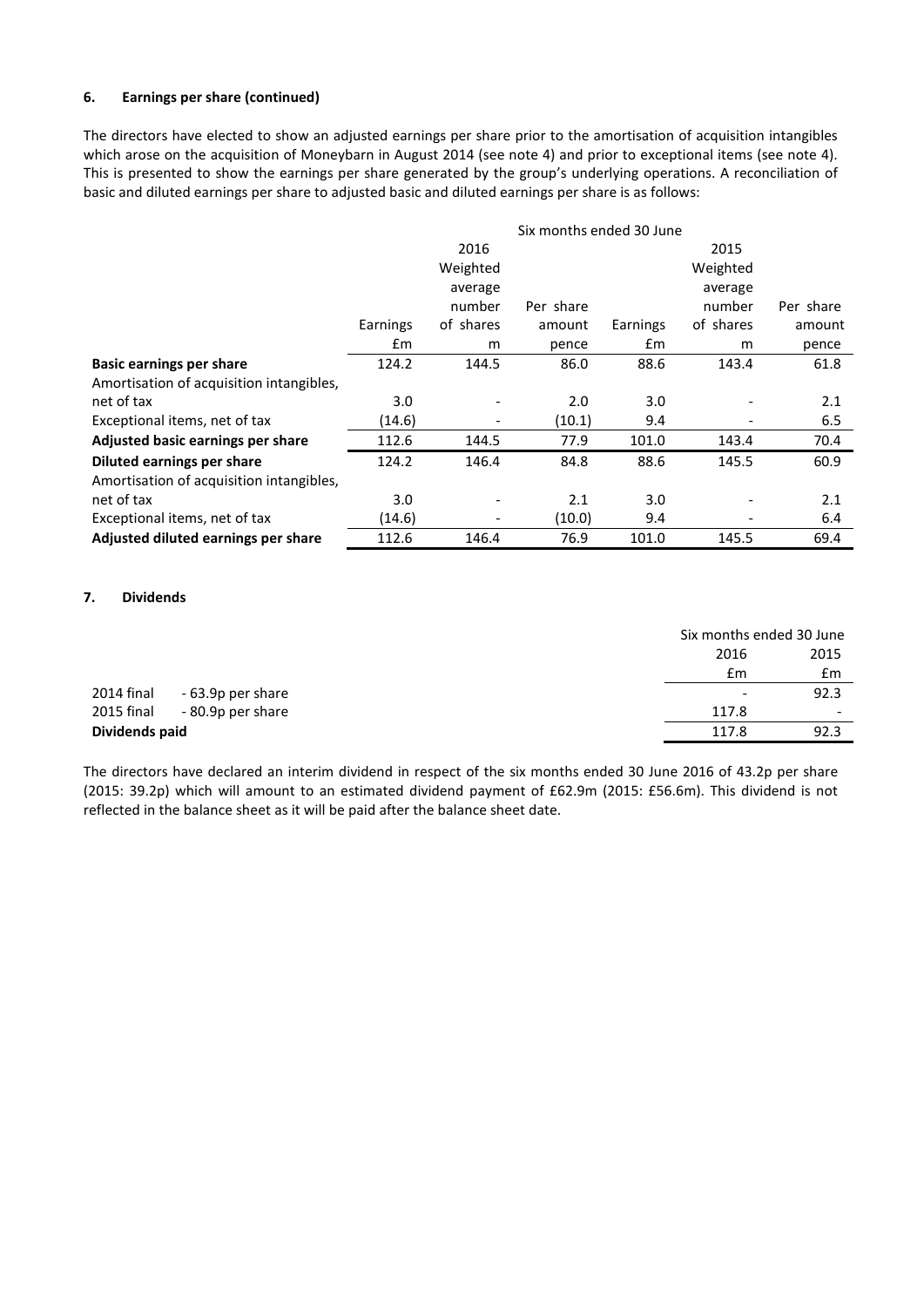### 6. Earnings per share (continued)

The directors have elected to show an adjusted earnings per share prior to the amortisation of acquisition intangibles which arose on the acquisition of Moneybarn in August 2014 (see note 4) and prior to exceptional items (see note 4). This is presented to show the earnings per share generated by the group's underlying operations. A reconciliation of basic and diluted earnings per share to adjusted basic and diluted earnings per share is as follows:

| | Six months ended 30 June | | | | | |
|---|---|---|---|---|---|---|
| | | 2016 | | | 2015 | |
| | Earnings | Weighted average number of shares | Per share amount | Earnings | Weighted average number of shares | Per share amount |
| | £m | m | pence | £m | m | pence |
| **Basic earnings per share** | 124.2 | 144.5 | 86.0 | 88.6 | 143.4 | 61.8 |
| Amortisation of acquisition intangibles, net of tax | 3.0 | - | 2.0 | 3.0 | - | 2.1 |
| Exceptional items, net of tax | (14.6) | - | (10.1) | 9.4 | - | 6.5 |
| **Adjusted basic earnings per share** | 112.6 | 144.5 | 77.9 | 101.0 | 143.4 | 70.4 |
| **Diluted earnings per share** | 124.2 | 146.4 | 84.8 | 88.6 | 145.5 | 60.9 |
| Amortisation of acquisition intangibles, net of tax | 3.0 | - | 2.1 | 3.0 | - | 2.1 |
| Exceptional items, net of tax | (14.6) | - | (10.0) | 9.4 | - | 6.4 |
| **Adjusted diluted earnings per share** | 112.6 | 146.4 | 76.9 | 101.0 | 145.5 | 69.4 |

### 7. Dividends

| | | Six months ended 30 June | |
|---|---|---|---|
| | | 2016 | 2015 |
| | | £m | £m |
| 2014 final | - 63.9p per share | - | 92.3 |
| 2015 final | - 80.9p per share | 117.8 | - |
| **Dividends paid** | | 117.8 | 92.3 |

The directors have declared an interim dividend in respect of the six months ended 30 June 2016 of 43.2p per share (2015: 39.2p) which will amount to an estimated dividend payment of £62.9m (2015: £56.6m). This dividend is not reflected in the balance sheet as it will be paid after the balance sheet date.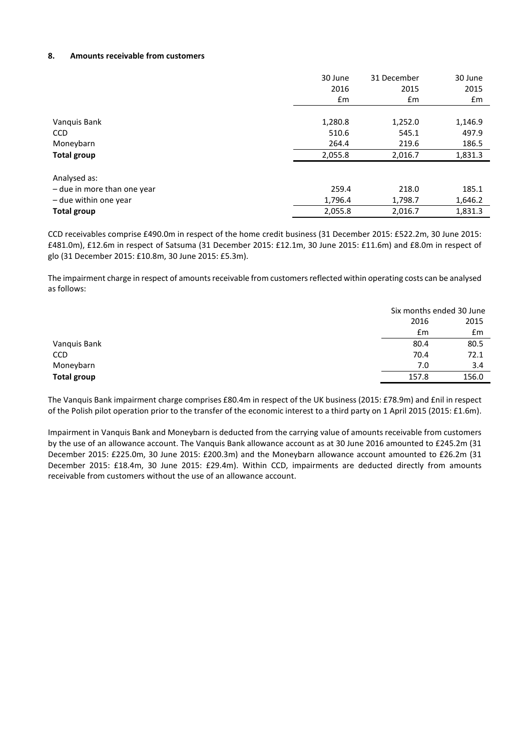#### 8. Amounts receivable from customers

| | 30 June 2016 £m | 31 December 2015 £m | 30 June 2015 £m |
|---|---|---|---|
| Vanquis Bank | 1,280.8 | 1,252.0 | 1,146.9 |
| CCD | 510.6 | 545.1 | 497.9 |
| Moneybarn | 264.4 | 219.6 | 186.5 |
| **Total group** | 2,055.8 | 2,016.7 | 1,831.3 |
| Analysed as: | | | |
| – due in more than one year | 259.4 | 218.0 | 185.1 |
| – due within one year | 1,796.4 | 1,798.7 | 1,646.2 |
| **Total group** | 2,055.8 | 2,016.7 | 1,831.3 |

CCD receivables comprise £490.0m in respect of the home credit business (31 December 2015: £522.2m, 30 June 2015: £481.0m), £12.6m in respect of Satsuma (31 December 2015: £12.1m, 30 June 2015: £11.6m) and £8.0m in respect of glo (31 December 2015: £10.8m, 30 June 2015: £5.3m).

The impairment charge in respect of amounts receivable from customers reflected within operating costs can be analysed as follows:

| | Six months ended 30 June | |
|---|---|---|
| | 2016 £m | 2015 £m |
| Vanquis Bank | 80.4 | 80.5 |
| CCD | 70.4 | 72.1 |
| Moneybarn | 7.0 | 3.4 |
| **Total group** | 157.8 | 156.0 |

The Vanquis Bank impairment charge comprises £80.4m in respect of the UK business (2015: £78.9m) and £nil in respect of the Polish pilot operation prior to the transfer of the economic interest to a third party on 1 April 2015 (2015: £1.6m).

Impairment in Vanquis Bank and Moneybarn is deducted from the carrying value of amounts receivable from customers by the use of an allowance account. The Vanquis Bank allowance account as at 30 June 2016 amounted to £245.2m (31 December 2015: £225.0m, 30 June 2015: £200.3m) and the Moneybarn allowance account amounted to £26.2m (31 December 2015: £18.4m, 30 June 2015: £29.4m). Within CCD, impairments are deducted directly from amounts receivable from customers without the use of an allowance account.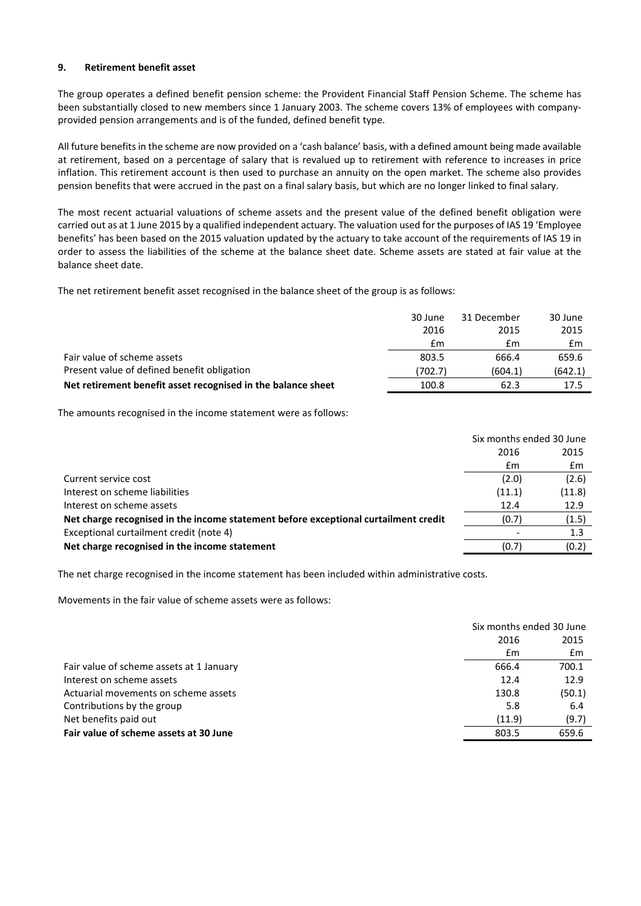## 9. Retirement benefit asset

The group operates a defined benefit pension scheme: the Provident Financial Staff Pension Scheme. The scheme has been substantially closed to new members since 1 January 2003. The scheme covers 13% of employees with company-provided pension arrangements and is of the funded, defined benefit type.

All future benefits in the scheme are now provided on a 'cash balance' basis, with a defined amount being made available at retirement, based on a percentage of salary that is revalued up to retirement with reference to increases in price inflation. This retirement account is then used to purchase an annuity on the open market. The scheme also provides pension benefits that were accrued in the past on a final salary basis, but which are no longer linked to final salary.

The most recent actuarial valuations of scheme assets and the present value of the defined benefit obligation were carried out as at 1 June 2015 by a qualified independent actuary. The valuation used for the purposes of IAS 19 'Employee benefits' has been based on the 2015 valuation updated by the actuary to take account of the requirements of IAS 19 in order to assess the liabilities of the scheme at the balance sheet date. Scheme assets are stated at fair value at the balance sheet date.

The net retirement benefit asset recognised in the balance sheet of the group is as follows:

| | 30 June 2016 | 31 December 2015 | 30 June 2015 |
|---|---|---|---|
| | £m | £m | £m |
| Fair value of scheme assets | 803.5 | 666.4 | 659.6 |
| Present value of defined benefit obligation | (702.7) | (604.1) | (642.1) |
| **Net retirement benefit asset recognised in the balance sheet** | **100.8** | **62.3** | **17.5** |

The amounts recognised in the income statement were as follows:

| | Six months ended 30 June | |
|---|---|---|
| | 2016 | 2015 |
| | £m | £m |
| Current service cost | (2.0) | (2.6) |
| Interest on scheme liabilities | (11.1) | (11.8) |
| Interest on scheme assets | 12.4 | 12.9 |
| **Net charge recognised in the income statement before exceptional curtailment credit** | **(0.7)** | **(1.5)** |
| Exceptional curtailment credit (note 4) | - | 1.3 |
| **Net charge recognised in the income statement** | **(0.7)** | **(0.2)** |

The net charge recognised in the income statement has been included within administrative costs.

Movements in the fair value of scheme assets were as follows:

| | Six months ended 30 June | |
|---|---|---|
| | 2016 | 2015 |
| | £m | £m |
| Fair value of scheme assets at 1 January | 666.4 | 700.1 |
| Interest on scheme assets | 12.4 | 12.9 |
| Actuarial movements on scheme assets | 130.8 | (50.1) |
| Contributions by the group | 5.8 | 6.4 |
| Net benefits paid out | (11.9) | (9.7) |
| **Fair value of scheme assets at 30 June** | **803.5** | **659.6** |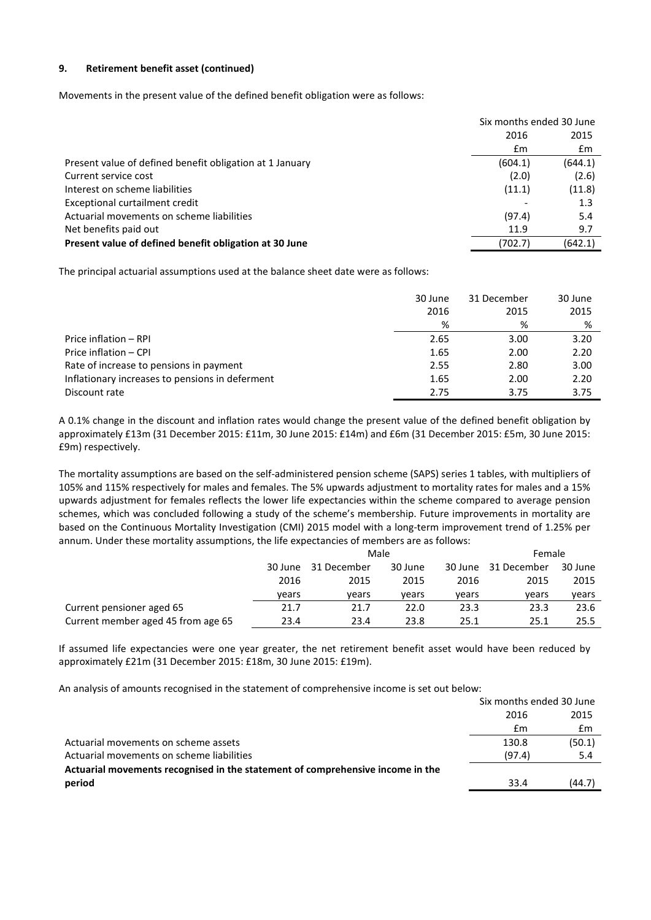#### 9. Retirement benefit asset (continued)

Movements in the present value of the defined benefit obligation were as follows:

| | Six months ended 30 June | |
|---|---|---|
| | 2016 | 2015 |
| | £m | £m |
| Present value of defined benefit obligation at 1 January | (604.1) | (644.1) |
| Current service cost | (2.0) | (2.6) |
| Interest on scheme liabilities | (11.1) | (11.8) |
| Exceptional curtailment credit | - | 1.3 |
| Actuarial movements on scheme liabilities | (97.4) | 5.4 |
| Net benefits paid out | 11.9 | 9.7 |
| **Present value of defined benefit obligation at 30 June** | (702.7) | (642.1) |

The principal actuarial assumptions used at the balance sheet date were as follows:

| | 30 June 2016 | 31 December 2015 | 30 June 2015 |
|---|---|---|---|
| | % | % | % |
| Price inflation – RPI | 2.65 | 3.00 | 3.20 |
| Price inflation – CPI | 1.65 | 2.00 | 2.20 |
| Rate of increase to pensions in payment | 2.55 | 2.80 | 3.00 |
| Inflationary increases to pensions in deferment | 1.65 | 2.00 | 2.20 |
| Discount rate | 2.75 | 3.75 | 3.75 |

A 0.1% change in the discount and inflation rates would change the present value of the defined benefit obligation by approximately £13m (31 December 2015: £11m, 30 June 2015: £14m) and £6m (31 December 2015: £5m, 30 June 2015: £9m) respectively.

The mortality assumptions are based on the self-administered pension scheme (SAPS) series 1 tables, with multipliers of 105% and 115% respectively for males and females. The 5% upwards adjustment to mortality rates for males and a 15% upwards adjustment for females reflects the lower life expectancies within the scheme compared to average pension schemes, which was concluded following a study of the scheme's membership. Future improvements in mortality are based on the Continuous Mortality Investigation (CMI) 2015 model with a long-term improvement trend of 1.25% per annum. Under these mortality assumptions, the life expectancies of members are as follows:

| | Male | | | Female | | |
|---|---|---|---|---|---|---|
| | 30 June 2016 | 31 December 2015 | 30 June 2015 | 30 June 2016 | 31 December 2015 | 30 June 2015 |
| | years | years | years | years | years | years |
| Current pensioner aged 65 | 21.7 | 21.7 | 22.0 | 23.3 | 23.3 | 23.6 |
| Current member aged 45 from age 65 | 23.4 | 23.4 | 23.8 | 25.1 | 25.1 | 25.5 |

If assumed life expectancies were one year greater, the net retirement benefit asset would have been reduced by approximately £21m (31 December 2015: £18m, 30 June 2015: £19m).

An analysis of amounts recognised in the statement of comprehensive income is set out below:

| | Six months ended 30 June | |
|---|---|---|
| | 2016 | 2015 |
| | £m | £m |
| Actuarial movements on scheme assets | 130.8 | (50.1) |
| Actuarial movements on scheme liabilities | (97.4) | 5.4 |
| **Actuarial movements recognised in the statement of comprehensive income in the period** | 33.4 | (44.7) |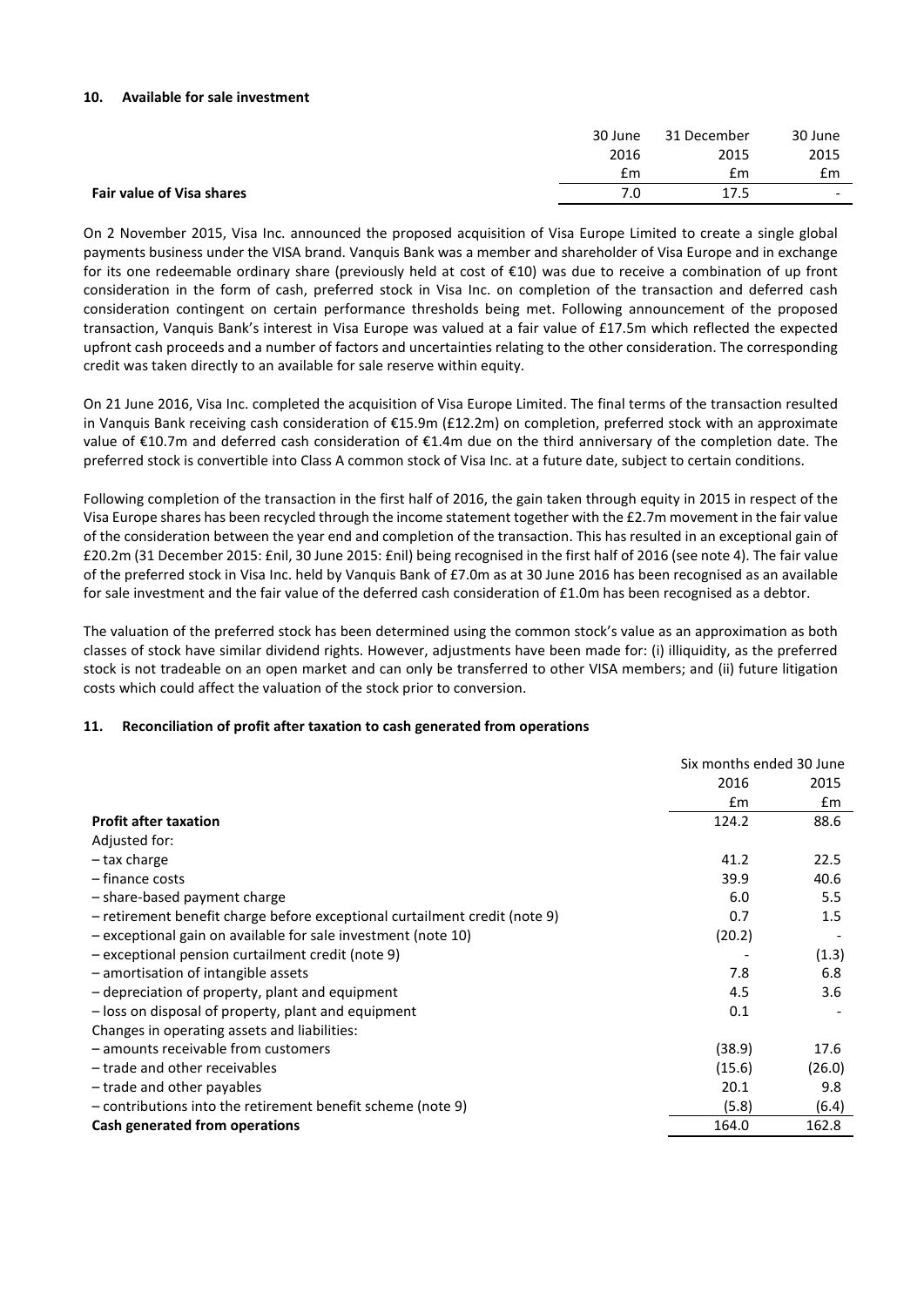## 10. Available for sale investment

| | 30 June 2016 £m | 31 December 2015 £m | 30 June 2015 £m |
|---|---|---|---|
| **Fair value of Visa shares** | 7.0 | 17.5 | - |

On 2 November 2015, Visa Inc. announced the proposed acquisition of Visa Europe Limited to create a single global payments business under the VISA brand. Vanquis Bank was a member and shareholder of Visa Europe and in exchange for its one redeemable ordinary share (previously held at cost of €10) was due to receive a combination of up front consideration in the form of cash, preferred stock in Visa Inc. on completion of the transaction and deferred cash consideration contingent on certain performance thresholds being met. Following announcement of the proposed transaction, Vanquis Bank's interest in Visa Europe was valued at a fair value of £17.5m which reflected the expected upfront cash proceeds and a number of factors and uncertainties relating to the other consideration. The corresponding credit was taken directly to an available for sale reserve within equity.

On 21 June 2016, Visa Inc. completed the acquisition of Visa Europe Limited. The final terms of the transaction resulted in Vanquis Bank receiving cash consideration of €15.9m (£12.2m) on completion, preferred stock with an approximate value of €10.7m and deferred cash consideration of €1.4m due on the third anniversary of the completion date. The preferred stock is convertible into Class A common stock of Visa Inc. at a future date, subject to certain conditions.

Following completion of the transaction in the first half of 2016, the gain taken through equity in 2015 in respect of the Visa Europe shares has been recycled through the income statement together with the £2.7m movement in the fair value of the consideration between the year end and completion of the transaction. This has resulted in an exceptional gain of £20.2m (31 December 2015: £nil, 30 June 2015: £nil) being recognised in the first half of 2016 (see note 4). The fair value of the preferred stock in Visa Inc. held by Vanquis Bank of £7.0m as at 30 June 2016 has been recognised as an available for sale investment and the fair value of the deferred cash consideration of £1.0m has been recognised as a debtor.

The valuation of the preferred stock has been determined using the common stock's value as an approximation as both classes of stock have similar dividend rights. However, adjustments have been made for: (i) illiquidity, as the preferred stock is not tradeable on an open market and can only be transferred to other VISA members; and (ii) future litigation costs which could affect the valuation of the stock prior to conversion.

## 11. Reconciliation of profit after taxation to cash generated from operations

| | Six months ended 30 June | |
|---|---|---|
| | 2016 £m | 2015 £m |
| **Profit after taxation** | 124.2 | 88.6 |
| Adjusted for: | | |
| – tax charge | 41.2 | 22.5 |
| – finance costs | 39.9 | 40.6 |
| – share-based payment charge | 6.0 | 5.5 |
| – retirement benefit charge before exceptional curtailment credit (note 9) | 0.7 | 1.5 |
| – exceptional gain on available for sale investment (note 10) | (20.2) | - |
| – exceptional pension curtailment credit (note 9) | - | (1.3) |
| – amortisation of intangible assets | 7.8 | 6.8 |
| – depreciation of property, plant and equipment | 4.5 | 3.6 |
| – loss on disposal of property, plant and equipment | 0.1 | - |
| Changes in operating assets and liabilities: | | |
| – amounts receivable from customers | (38.9) | 17.6 |
| – trade and other receivables | (15.6) | (26.0) |
| – trade and other payables | 20.1 | 9.8 |
| – contributions into the retirement benefit scheme (note 9) | (5.8) | (6.4) |
| **Cash generated from operations** | 164.0 | 162.8 |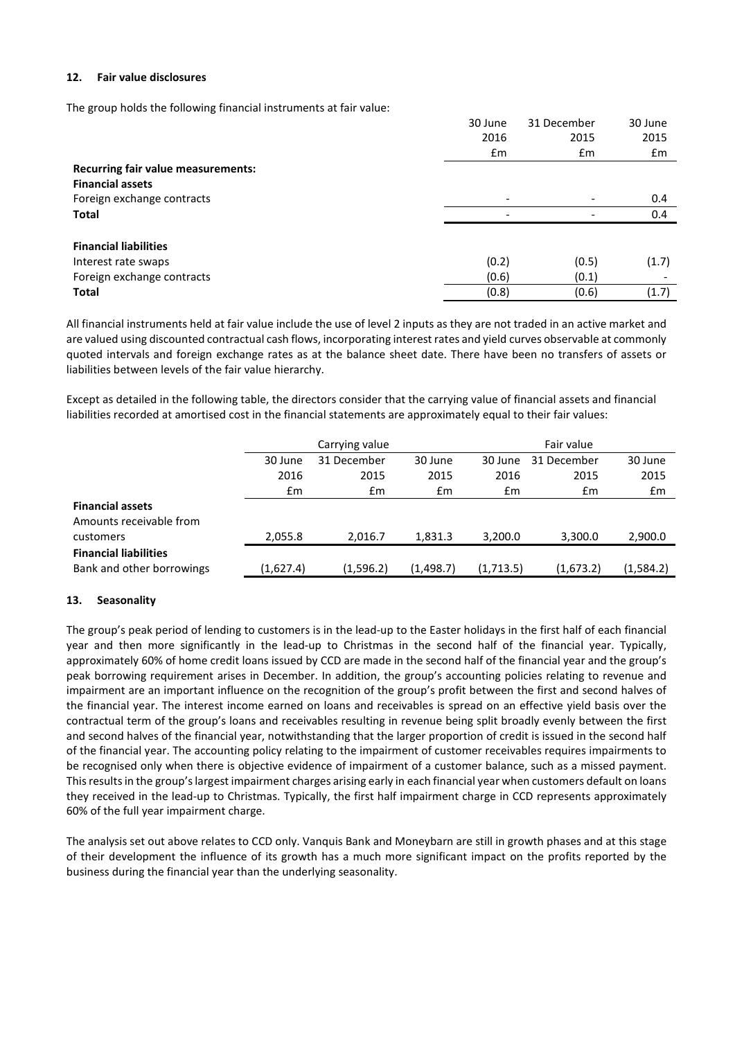### 12. Fair value disclosures

The group holds the following financial instruments at fair value:

| | 30 June 2016 £m | 31 December 2015 £m | 30 June 2015 £m |
|---|---|---|---|
| **Recurring fair value measurements:** | | | |
| **Financial assets** | | | |
| Foreign exchange contracts | - | - | 0.4 |
| **Total** | - | - | 0.4 |
| | | | |
| **Financial liabilities** | | | |
| Interest rate swaps | (0.2) | (0.5) | (1.7) |
| Foreign exchange contracts | (0.6) | (0.1) | - |
| **Total** | (0.8) | (0.6) | (1.7) |

All financial instruments held at fair value include the use of level 2 inputs as they are not traded in an active market and are valued using discounted contractual cash flows, incorporating interest rates and yield curves observable at commonly quoted intervals and foreign exchange rates as at the balance sheet date. There have been no transfers of assets or liabilities between levels of the fair value hierarchy.

Except as detailed in the following table, the directors consider that the carrying value of financial assets and financial liabilities recorded at amortised cost in the financial statements are approximately equal to their fair values:

| | Carrying value | | | Fair value | | |
|---|---|---|---|---|---|---|
| | 30 June 2016 £m | 31 December 2015 £m | 30 June 2015 £m | 30 June 2016 £m | 31 December 2015 £m | 30 June 2015 £m |
| **Financial assets** | | | | | | |
| Amounts receivable from customers | 2,055.8 | 2,016.7 | 1,831.3 | 3,200.0 | 3,300.0 | 2,900.0 |
| **Financial liabilities** | | | | | | |
| Bank and other borrowings | (1,627.4) | (1,596.2) | (1,498.7) | (1,713.5) | (1,673.2) | (1,584.2) |

### 13. Seasonality

The group's peak period of lending to customers is in the lead-up to the Easter holidays in the first half of each financial year and then more significantly in the lead-up to Christmas in the second half of the financial year. Typically, approximately 60% of home credit loans issued by CCD are made in the second half of the financial year and the group's peak borrowing requirement arises in December. In addition, the group's accounting policies relating to revenue and impairment are an important influence on the recognition of the group's profit between the first and second halves of the financial year. The interest income earned on loans and receivables is spread on an effective yield basis over the contractual term of the group's loans and receivables resulting in revenue being split broadly evenly between the first and second halves of the financial year, notwithstanding that the larger proportion of credit is issued in the second half of the financial year. The accounting policy relating to the impairment of customer receivables requires impairments to be recognised only when there is objective evidence of impairment of a customer balance, such as a missed payment. This results in the group's largest impairment charges arising early in each financial year when customers default on loans they received in the lead-up to Christmas. Typically, the first half impairment charge in CCD represents approximately 60% of the full year impairment charge.

The analysis set out above relates to CCD only. Vanquis Bank and Moneybarn are still in growth phases and at this stage of their development the influence of its growth has a much more significant impact on the profits reported by the business during the financial year than the underlying seasonality.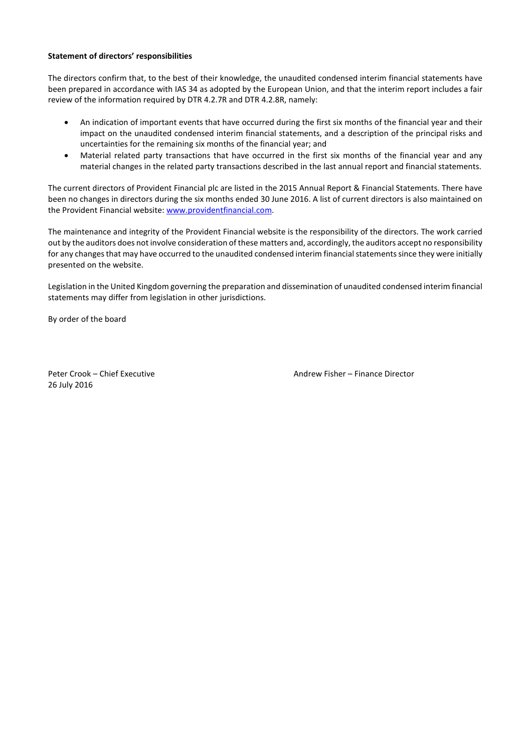**Statement of directors' responsibilities**

The directors confirm that, to the best of their knowledge, the unaudited condensed interim financial statements have been prepared in accordance with IAS 34 as adopted by the European Union, and that the interim report includes a fair review of the information required by DTR 4.2.7R and DTR 4.2.8R, namely:

- An indication of important events that have occurred during the first six months of the financial year and their impact on the unaudited condensed interim financial statements, and a description of the principal risks and uncertainties for the remaining six months of the financial year; and
- Material related party transactions that have occurred in the first six months of the financial year and any material changes in the related party transactions described in the last annual report and financial statements.

The current directors of Provident Financial plc are listed in the 2015 Annual Report & Financial Statements. There have been no changes in directors during the six months ended 30 June 2016. A list of current directors is also maintained on the Provident Financial website: www.providentfinancial.com.

The maintenance and integrity of the Provident Financial website is the responsibility of the directors. The work carried out by the auditors does not involve consideration of these matters and, accordingly, the auditors accept no responsibility for any changes that may have occurred to the unaudited condensed interim financial statements since they were initially presented on the website.

Legislation in the United Kingdom governing the preparation and dissemination of unaudited condensed interim financial statements may differ from legislation in other jurisdictions.

By order of the board

Peter Crook – Chief Executive
26 July 2016

Andrew Fisher – Finance Director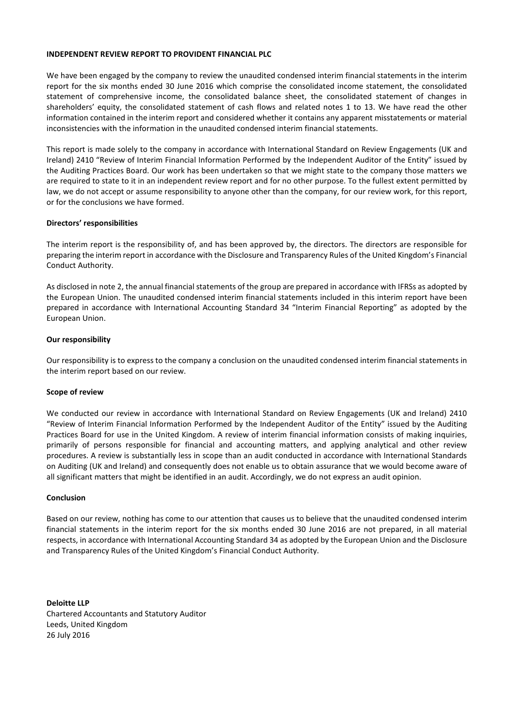## INDEPENDENT REVIEW REPORT TO PROVIDENT FINANCIAL PLC

We have been engaged by the company to review the unaudited condensed interim financial statements in the interim report for the six months ended 30 June 2016 which comprise the consolidated income statement, the consolidated statement of comprehensive income, the consolidated balance sheet, the consolidated statement of changes in shareholders' equity, the consolidated statement of cash flows and related notes 1 to 13. We have read the other information contained in the interim report and considered whether it contains any apparent misstatements or material inconsistencies with the information in the unaudited condensed interim financial statements.

This report is made solely to the company in accordance with International Standard on Review Engagements (UK and Ireland) 2410 "Review of Interim Financial Information Performed by the Independent Auditor of the Entity" issued by the Auditing Practices Board. Our work has been undertaken so that we might state to the company those matters we are required to state to it in an independent review report and for no other purpose. To the fullest extent permitted by law, we do not accept or assume responsibility to anyone other than the company, for our review work, for this report, or for the conclusions we have formed.

### Directors' responsibilities

The interim report is the responsibility of, and has been approved by, the directors. The directors are responsible for preparing the interim report in accordance with the Disclosure and Transparency Rules of the United Kingdom's Financial Conduct Authority.

As disclosed in note 2, the annual financial statements of the group are prepared in accordance with IFRSs as adopted by the European Union. The unaudited condensed interim financial statements included in this interim report have been prepared in accordance with International Accounting Standard 34 "Interim Financial Reporting" as adopted by the European Union.

### Our responsibility

Our responsibility is to express to the company a conclusion on the unaudited condensed interim financial statements in the interim report based on our review.

### Scope of review

We conducted our review in accordance with International Standard on Review Engagements (UK and Ireland) 2410 "Review of Interim Financial Information Performed by the Independent Auditor of the Entity" issued by the Auditing Practices Board for use in the United Kingdom. A review of interim financial information consists of making inquiries, primarily of persons responsible for financial and accounting matters, and applying analytical and other review procedures. A review is substantially less in scope than an audit conducted in accordance with International Standards on Auditing (UK and Ireland) and consequently does not enable us to obtain assurance that we would become aware of all significant matters that might be identified in an audit. Accordingly, we do not express an audit opinion.

### Conclusion

Based on our review, nothing has come to our attention that causes us to believe that the unaudited condensed interim financial statements in the interim report for the six months ended 30 June 2016 are not prepared, in all material respects, in accordance with International Accounting Standard 34 as adopted by the European Union and the Disclosure and Transparency Rules of the United Kingdom's Financial Conduct Authority.

**Deloitte LLP**
Chartered Accountants and Statutory Auditor
Leeds, United Kingdom
26 July 2016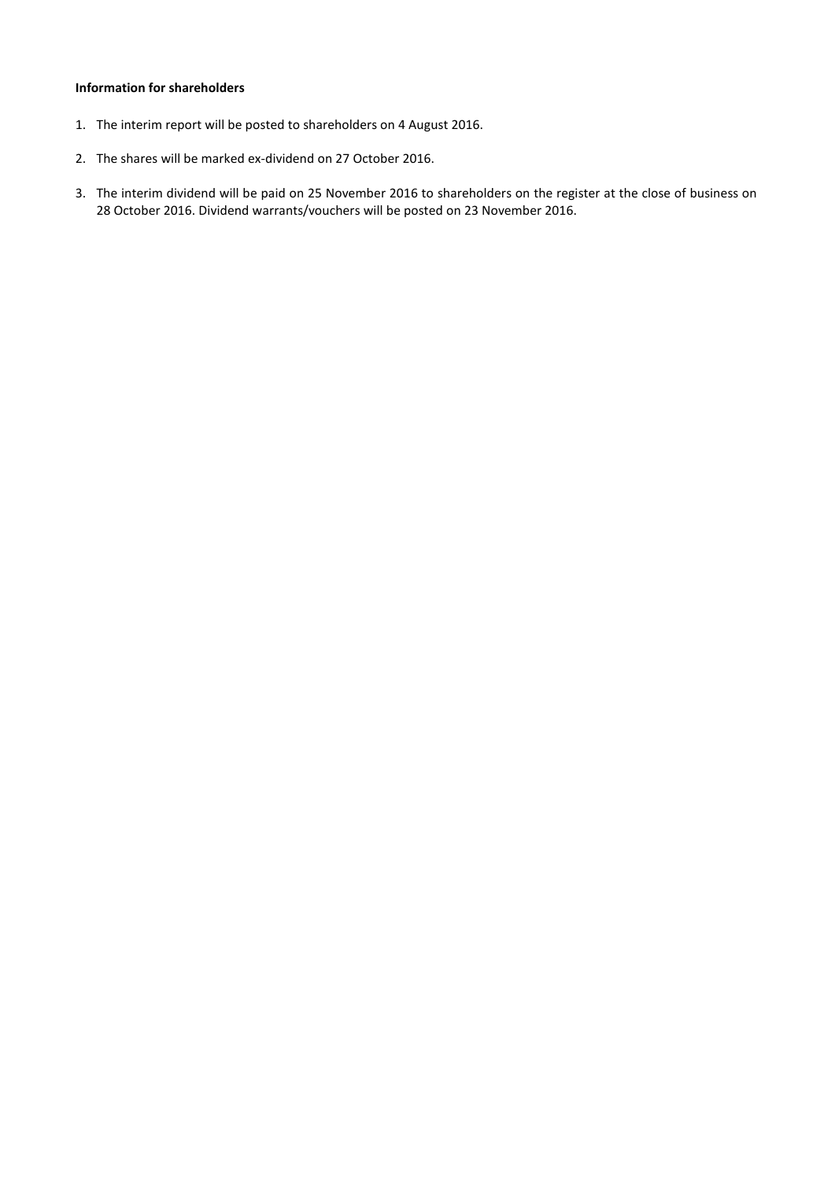**Information for shareholders**

1. The interim report will be posted to shareholders on 4 August 2016.
2. The shares will be marked ex-dividend on 27 October 2016.
3. The interim dividend will be paid on 25 November 2016 to shareholders on the register at the close of business on 28 October 2016. Dividend warrants/vouchers will be posted on 23 November 2016.